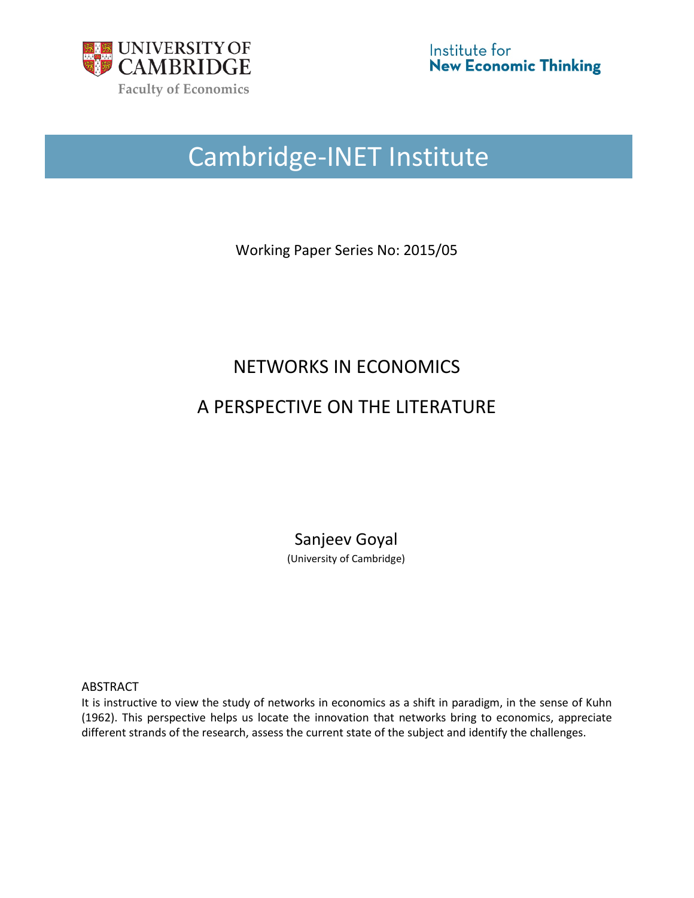UNIVERSITY OF CAMBRIDGE

Faculty of Economics

Institute for **New Economic Thinking**

# Cambridge-INET Institute

Working Paper Series No: 2015/05

# NETWORKS IN ECONOMICS

# A PERSPECTIVE ON THE LITERATURE

Sanjeev Goyal

(University of Cambridge)

ABSTRACT

It is instructive to view the study of networks in economics as a shift in paradigm, in the sense of Kuhn (1962). This perspective helps us locate the innovation that networks bring to economics, appreciate different strands of the research, assess the current state of the subject and identify the challenges.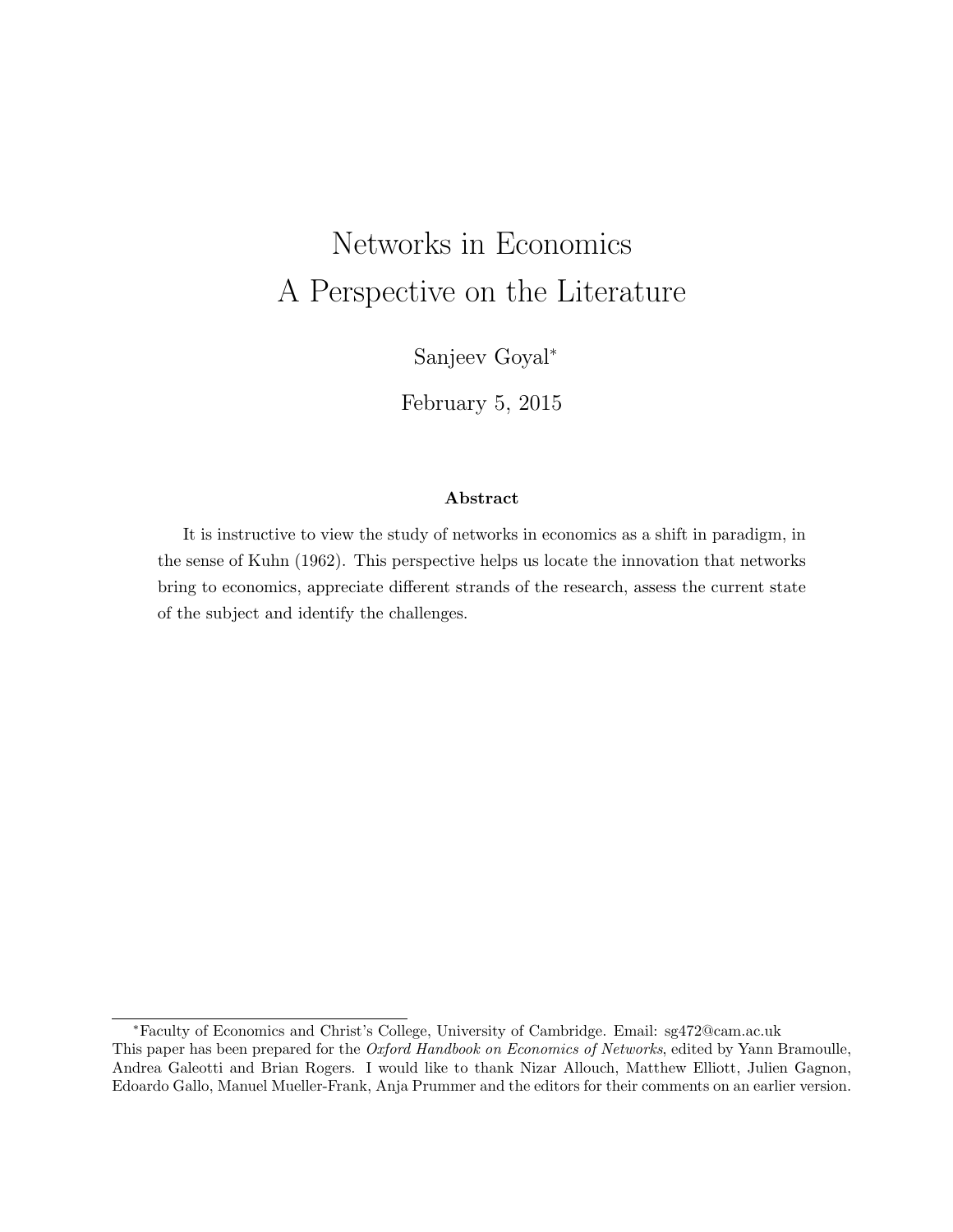# Networks in Economics
# A Perspective on the Literature

Sanjeev Goyal*

February 5, 2015

### Abstract

It is instructive to view the study of networks in economics as a shift in paradigm, in the sense of Kuhn (1962). This perspective helps us locate the innovation that networks bring to economics, appreciate different strands of the research, assess the current state of the subject and identify the challenges.

---

*Faculty of Economics and Christ's College, University of Cambridge. Email: sg472@cam.ac.uk
This paper has been prepared for the *Oxford Handbook on Economics of Networks*, edited by Yann Bramoulle, Andrea Galeotti and Brian Rogers. I would like to thank Nizar Allouch, Matthew Elliott, Julien Gagnon, Edoardo Gallo, Manuel Mueller-Frank, Anja Prummer and the editors for their comments on an earlier version.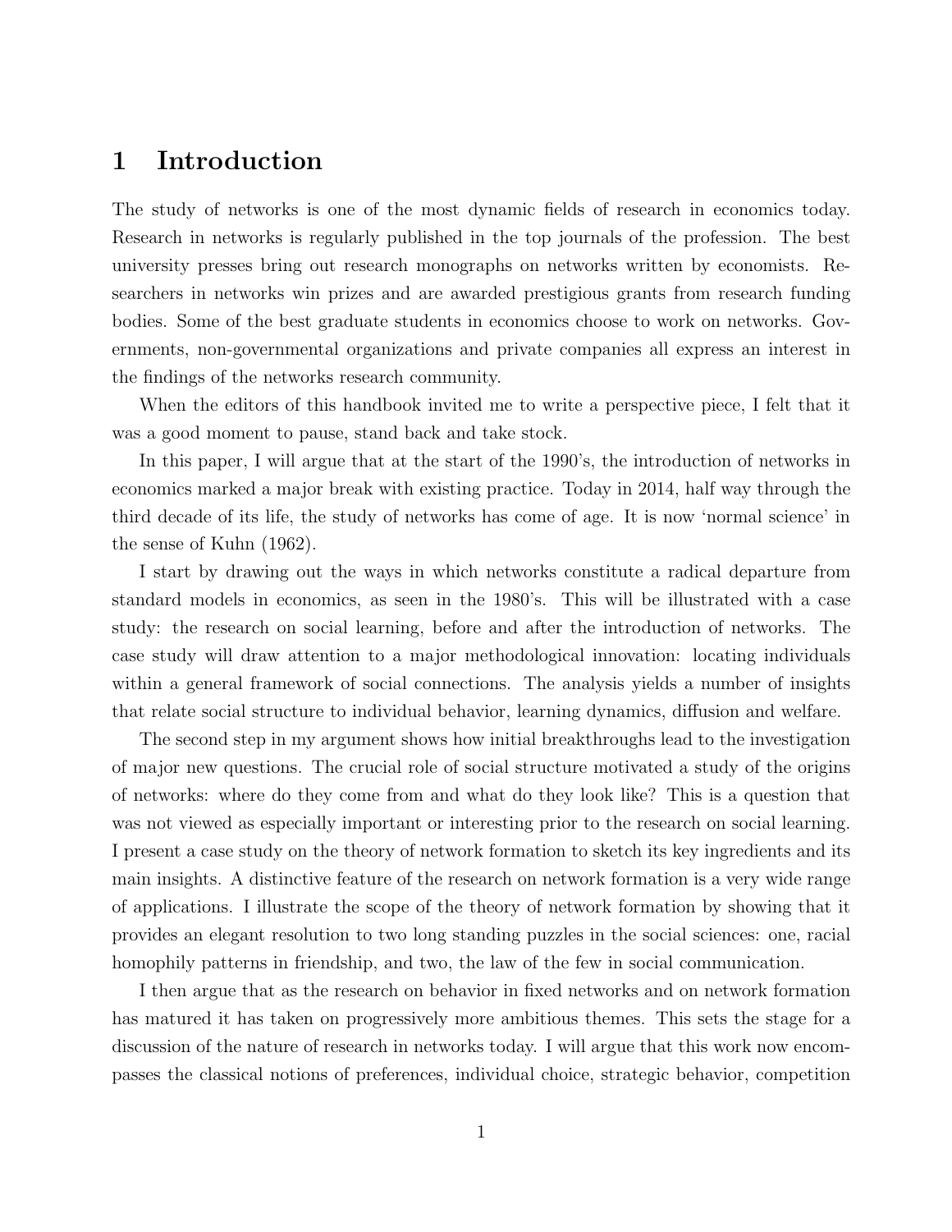# 1 Introduction

The study of networks is one of the most dynamic fields of research in economics today. Research in networks is regularly published in the top journals of the profession. The best university presses bring out research monographs on networks written by economists. Researchers in networks win prizes and are awarded prestigious grants from research funding bodies. Some of the best graduate students in economics choose to work on networks. Governments, non-governmental organizations and private companies all express an interest in the findings of the networks research community.

When the editors of this handbook invited me to write a perspective piece, I felt that it was a good moment to pause, stand back and take stock.

In this paper, I will argue that at the start of the 1990's, the introduction of networks in economics marked a major break with existing practice. Today in 2014, half way through the third decade of its life, the study of networks has come of age. It is now 'normal science' in the sense of Kuhn (1962).

I start by drawing out the ways in which networks constitute a radical departure from standard models in economics, as seen in the 1980's. This will be illustrated with a case study: the research on social learning, before and after the introduction of networks. The case study will draw attention to a major methodological innovation: locating individuals within a general framework of social connections. The analysis yields a number of insights that relate social structure to individual behavior, learning dynamics, diffusion and welfare.

The second step in my argument shows how initial breakthroughs lead to the investigation of major new questions. The crucial role of social structure motivated a study of the origins of networks: where do they come from and what do they look like? This is a question that was not viewed as especially important or interesting prior to the research on social learning. I present a case study on the theory of network formation to sketch its key ingredients and its main insights. A distinctive feature of the research on network formation is a very wide range of applications. I illustrate the scope of the theory of network formation by showing that it provides an elegant resolution to two long standing puzzles in the social sciences: one, racial homophily patterns in friendship, and two, the law of the few in social communication.

I then argue that as the research on behavior in fixed networks and on network formation has matured it has taken on progressively more ambitious themes. This sets the stage for a discussion of the nature of research in networks today. I will argue that this work now encompasses the classical notions of preferences, individual choice, strategic behavior, competition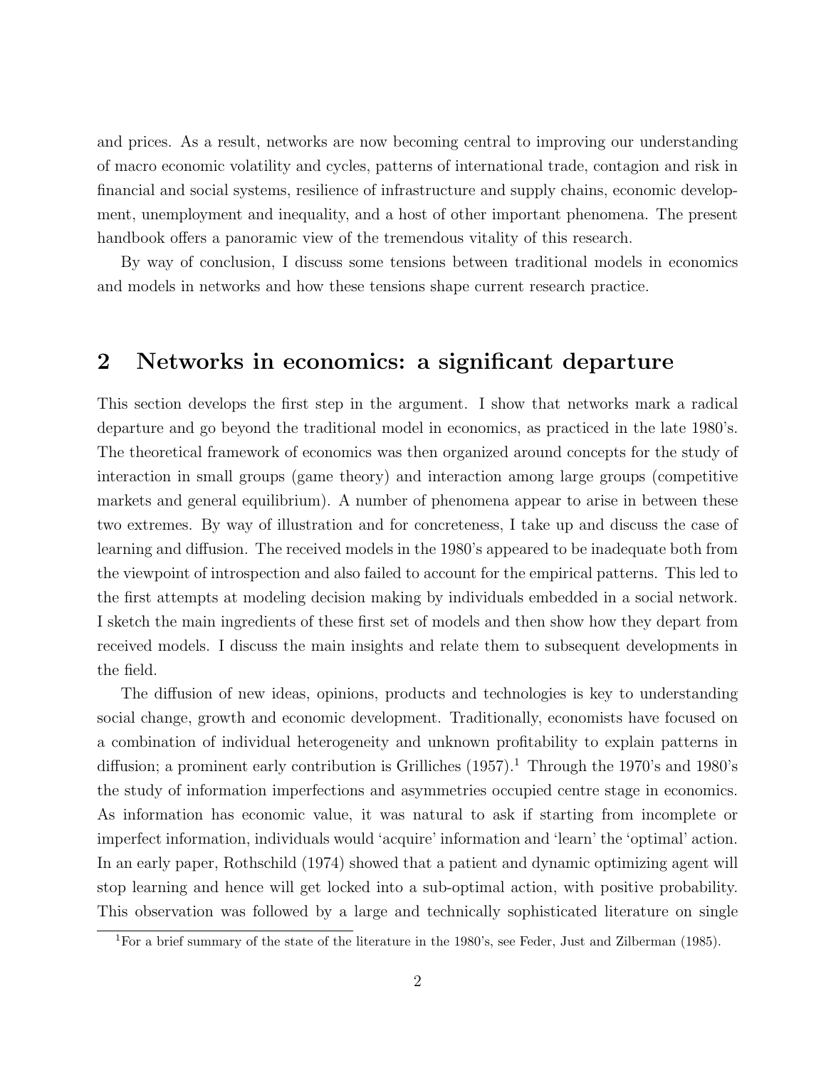and prices. As a result, networks are now becoming central to improving our understanding of macro economic volatility and cycles, patterns of international trade, contagion and risk in financial and social systems, resilience of infrastructure and supply chains, economic development, unemployment and inequality, and a host of other important phenomena. The present handbook offers a panoramic view of the tremendous vitality of this research.

By way of conclusion, I discuss some tensions between traditional models in economics and models in networks and how these tensions shape current research practice.

## 2 Networks in economics: a significant departure

This section develops the first step in the argument. I show that networks mark a radical departure and go beyond the traditional model in economics, as practiced in the late 1980's. The theoretical framework of economics was then organized around concepts for the study of interaction in small groups (game theory) and interaction among large groups (competitive markets and general equilibrium). A number of phenomena appear to arise in between these two extremes. By way of illustration and for concreteness, I take up and discuss the case of learning and diffusion. The received models in the 1980's appeared to be inadequate both from the viewpoint of introspection and also failed to account for the empirical patterns. This led to the first attempts at modeling decision making by individuals embedded in a social network. I sketch the main ingredients of these first set of models and then show how they depart from received models. I discuss the main insights and relate them to subsequent developments in the field.

The diffusion of new ideas, opinions, products and technologies is key to understanding social change, growth and economic development. Traditionally, economists have focused on a combination of individual heterogeneity and unknown profitability to explain patterns in diffusion; a prominent early contribution is Grilliches (1957).[1] Through the 1970's and 1980's the study of information imperfections and asymmetries occupied centre stage in economics. As information has economic value, it was natural to ask if starting from incomplete or imperfect information, individuals would 'acquire' information and 'learn' the 'optimal' action. In an early paper, Rothschild (1974) showed that a patient and dynamic optimizing agent will stop learning and hence will get locked into a sub-optimal action, with positive probability. This observation was followed by a large and technically sophisticated literature on single

[1] For a brief summary of the state of the literature in the 1980's, see Feder, Just and Zilberman (1985).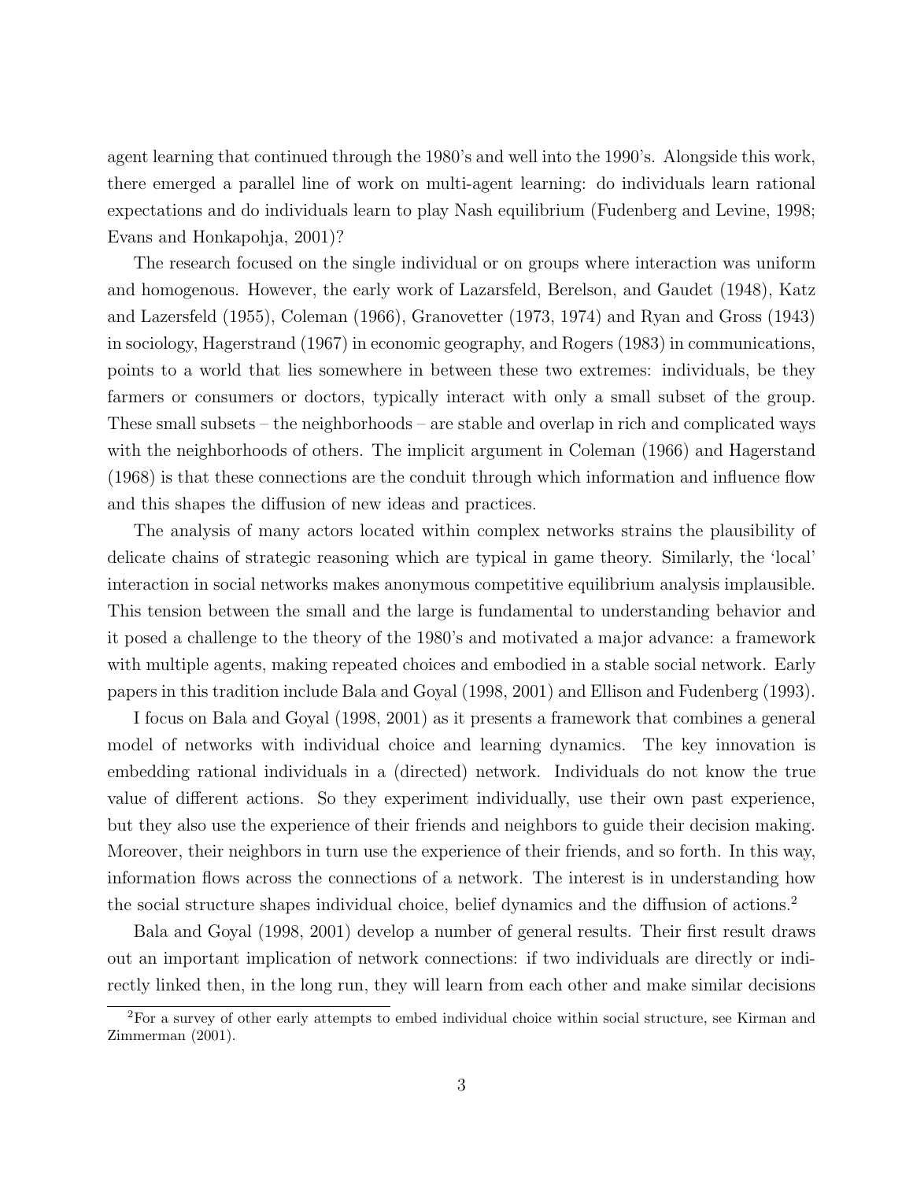agent learning that continued through the 1980's and well into the 1990's. Alongside this work, there emerged a parallel line of work on multi-agent learning: do individuals learn rational expectations and do individuals learn to play Nash equilibrium (Fudenberg and Levine, 1998; Evans and Honkapohja, 2001)?

The research focused on the single individual or on groups where interaction was uniform and homogenous. However, the early work of Lazarsfeld, Berelson, and Gaudet (1948), Katz and Lazersfeld (1955), Coleman (1966), Granovetter (1973, 1974) and Ryan and Gross (1943) in sociology, Hagerstrand (1967) in economic geography, and Rogers (1983) in communications, points to a world that lies somewhere in between these two extremes: individuals, be they farmers or consumers or doctors, typically interact with only a small subset of the group. These small subsets – the neighborhoods – are stable and overlap in rich and complicated ways with the neighborhoods of others. The implicit argument in Coleman (1966) and Hagerstand (1968) is that these connections are the conduit through which information and influence flow and this shapes the diffusion of new ideas and practices.

The analysis of many actors located within complex networks strains the plausibility of delicate chains of strategic reasoning which are typical in game theory. Similarly, the 'local' interaction in social networks makes anonymous competitive equilibrium analysis implausible. This tension between the small and the large is fundamental to understanding behavior and it posed a challenge to the theory of the 1980's and motivated a major advance: a framework with multiple agents, making repeated choices and embodied in a stable social network. Early papers in this tradition include Bala and Goyal (1998, 2001) and Ellison and Fudenberg (1993).

I focus on Bala and Goyal (1998, 2001) as it presents a framework that combines a general model of networks with individual choice and learning dynamics. The key innovation is embedding rational individuals in a (directed) network. Individuals do not know the true value of different actions. So they experiment individually, use their own past experience, but they also use the experience of their friends and neighbors to guide their decision making. Moreover, their neighbors in turn use the experience of their friends, and so forth. In this way, information flows across the connections of a network. The interest is in understanding how the social structure shapes individual choice, belief dynamics and the diffusion of actions.[2]

Bala and Goyal (1998, 2001) develop a number of general results. Their first result draws out an important implication of network connections: if two individuals are directly or indirectly linked then, in the long run, they will learn from each other and make similar decisions

[2]For a survey of other early attempts to embed individual choice within social structure, see Kirman and Zimmerman (2001).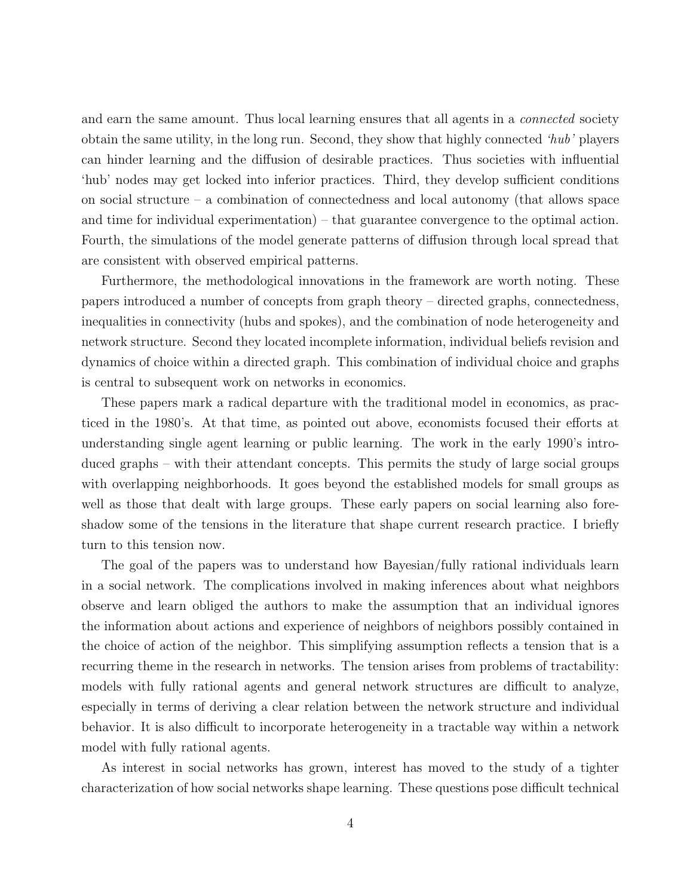and earn the same amount. Thus local learning ensures that all agents in a *connected* society obtain the same utility, in the long run. Second, they show that highly connected *'hub'* players can hinder learning and the diffusion of desirable practices. Thus societies with influential 'hub' nodes may get locked into inferior practices. Third, they develop sufficient conditions on social structure – a combination of connectedness and local autonomy (that allows space and time for individual experimentation) – that guarantee convergence to the optimal action. Fourth, the simulations of the model generate patterns of diffusion through local spread that are consistent with observed empirical patterns.

Furthermore, the methodological innovations in the framework are worth noting. These papers introduced a number of concepts from graph theory – directed graphs, connectedness, inequalities in connectivity (hubs and spokes), and the combination of node heterogeneity and network structure. Second they located incomplete information, individual beliefs revision and dynamics of choice within a directed graph. This combination of individual choice and graphs is central to subsequent work on networks in economics.

These papers mark a radical departure with the traditional model in economics, as practiced in the 1980's. At that time, as pointed out above, economists focused their efforts at understanding single agent learning or public learning. The work in the early 1990's introduced graphs – with their attendant concepts. This permits the study of large social groups with overlapping neighborhoods. It goes beyond the established models for small groups as well as those that dealt with large groups. These early papers on social learning also foreshadow some of the tensions in the literature that shape current research practice. I briefly turn to this tension now.

The goal of the papers was to understand how Bayesian/fully rational individuals learn in a social network. The complications involved in making inferences about what neighbors observe and learn obliged the authors to make the assumption that an individual ignores the information about actions and experience of neighbors of neighbors possibly contained in the choice of action of the neighbor. This simplifying assumption reflects a tension that is a recurring theme in the research in networks. The tension arises from problems of tractability: models with fully rational agents and general network structures are difficult to analyze, especially in terms of deriving a clear relation between the network structure and individual behavior. It is also difficult to incorporate heterogeneity in a tractable way within a network model with fully rational agents.

As interest in social networks has grown, interest has moved to the study of a tighter characterization of how social networks shape learning. These questions pose difficult technical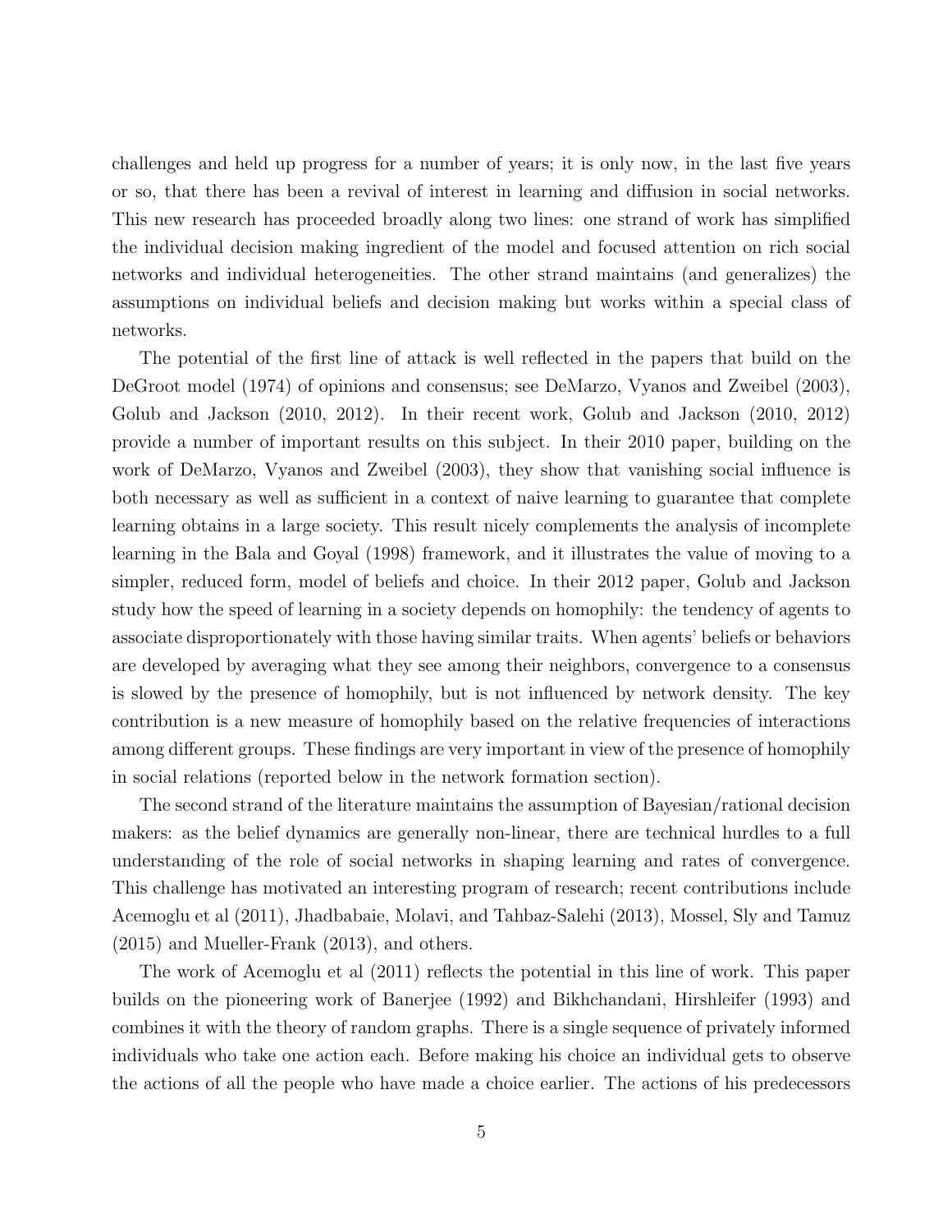challenges and held up progress for a number of years; it is only now, in the last five years or so, that there has been a revival of interest in learning and diffusion in social networks. This new research has proceeded broadly along two lines: one strand of work has simplified the individual decision making ingredient of the model and focused attention on rich social networks and individual heterogeneities. The other strand maintains (and generalizes) the assumptions on individual beliefs and decision making but works within a special class of networks.

The potential of the first line of attack is well reflected in the papers that build on the DeGroot model (1974) of opinions and consensus; see DeMarzo, Vyanos and Zweibel (2003), Golub and Jackson (2010, 2012). In their recent work, Golub and Jackson (2010, 2012) provide a number of important results on this subject. In their 2010 paper, building on the work of DeMarzo, Vyanos and Zweibel (2003), they show that vanishing social influence is both necessary as well as sufficient in a context of naive learning to guarantee that complete learning obtains in a large society. This result nicely complements the analysis of incomplete learning in the Bala and Goyal (1998) framework, and it illustrates the value of moving to a simpler, reduced form, model of beliefs and choice. In their 2012 paper, Golub and Jackson study how the speed of learning in a society depends on homophily: the tendency of agents to associate disproportionately with those having similar traits. When agents' beliefs or behaviors are developed by averaging what they see among their neighbors, convergence to a consensus is slowed by the presence of homophily, but is not influenced by network density. The key contribution is a new measure of homophily based on the relative frequencies of interactions among different groups. These findings are very important in view of the presence of homophily in social relations (reported below in the network formation section).

The second strand of the literature maintains the assumption of Bayesian/rational decision makers: as the belief dynamics are generally non-linear, there are technical hurdles to a full understanding of the role of social networks in shaping learning and rates of convergence. This challenge has motivated an interesting program of research; recent contributions include Acemoglu et al (2011), Jhadbabaie, Molavi, and Tahbaz-Salehi (2013), Mossel, Sly and Tamuz (2015) and Mueller-Frank (2013), and others.

The work of Acemoglu et al (2011) reflects the potential in this line of work. This paper builds on the pioneering work of Banerjee (1992) and Bikhchandani, Hirshleifer (1993) and combines it with the theory of random graphs. There is a single sequence of privately informed individuals who take one action each. Before making his choice an individual gets to observe the actions of all the people who have made a choice earlier. The actions of his predecessors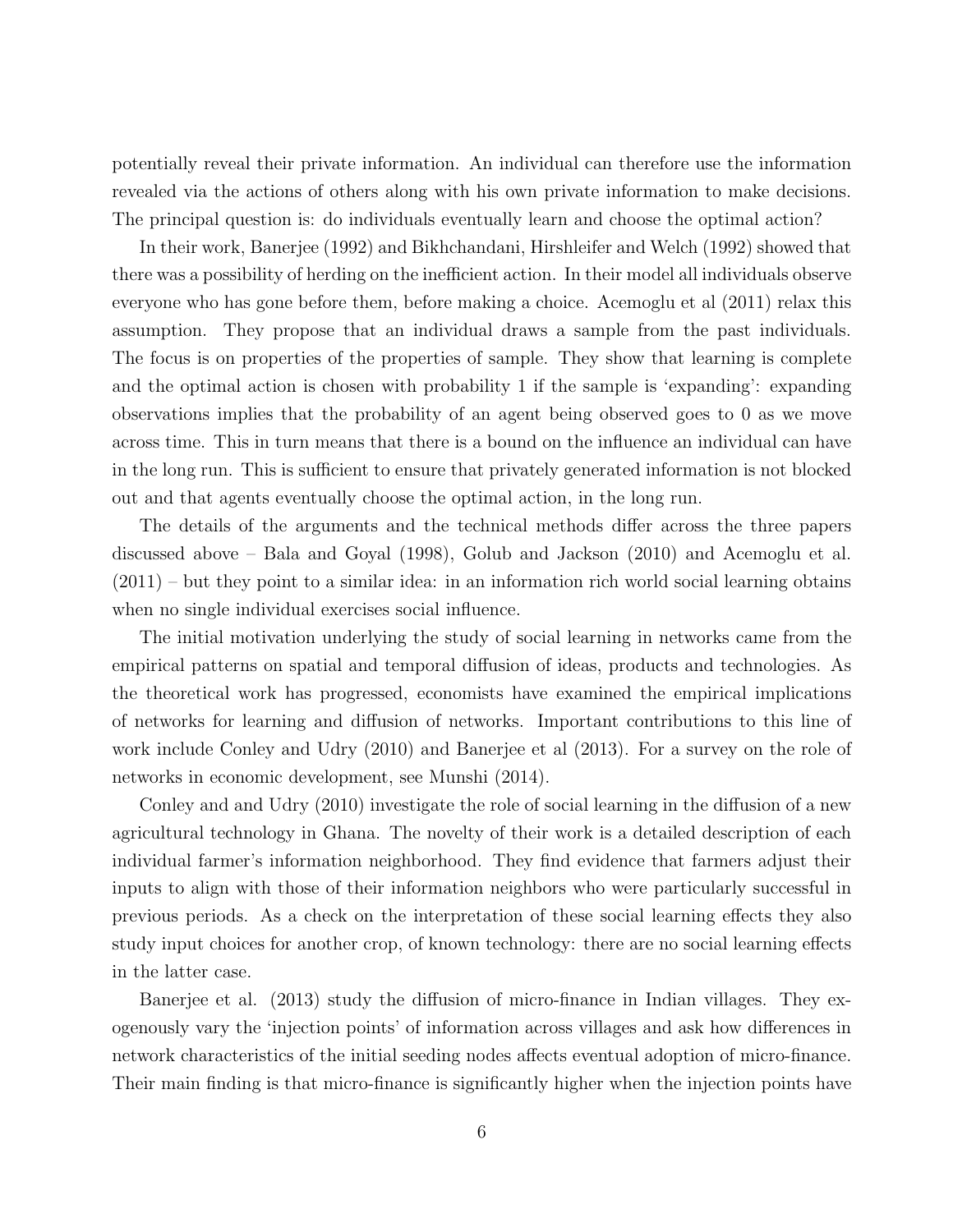potentially reveal their private information. An individual can therefore use the information revealed via the actions of others along with his own private information to make decisions. The principal question is: do individuals eventually learn and choose the optimal action?

In their work, Banerjee (1992) and Bikhchandani, Hirshleifer and Welch (1992) showed that there was a possibility of herding on the inefficient action. In their model all individuals observe everyone who has gone before them, before making a choice. Acemoglu et al (2011) relax this assumption. They propose that an individual draws a sample from the past individuals. The focus is on properties of the properties of sample. They show that learning is complete and the optimal action is chosen with probability 1 if the sample is 'expanding': expanding observations implies that the probability of an agent being observed goes to 0 as we move across time. This in turn means that there is a bound on the influence an individual can have in the long run. This is sufficient to ensure that privately generated information is not blocked out and that agents eventually choose the optimal action, in the long run.

The details of the arguments and the technical methods differ across the three papers discussed above – Bala and Goyal (1998), Golub and Jackson (2010) and Acemoglu et al. (2011) – but they point to a similar idea: in an information rich world social learning obtains when no single individual exercises social influence.

The initial motivation underlying the study of social learning in networks came from the empirical patterns on spatial and temporal diffusion of ideas, products and technologies. As the theoretical work has progressed, economists have examined the empirical implications of networks for learning and diffusion of networks. Important contributions to this line of work include Conley and Udry (2010) and Banerjee et al (2013). For a survey on the role of networks in economic development, see Munshi (2014).

Conley and and Udry (2010) investigate the role of social learning in the diffusion of a new agricultural technology in Ghana. The novelty of their work is a detailed description of each individual farmer's information neighborhood. They find evidence that farmers adjust their inputs to align with those of their information neighbors who were particularly successful in previous periods. As a check on the interpretation of these social learning effects they also study input choices for another crop, of known technology: there are no social learning effects in the latter case.

Banerjee et al. (2013) study the diffusion of micro-finance in Indian villages. They exogenously vary the 'injection points' of information across villages and ask how differences in network characteristics of the initial seeding nodes affects eventual adoption of micro-finance. Their main finding is that micro-finance is significantly higher when the injection points have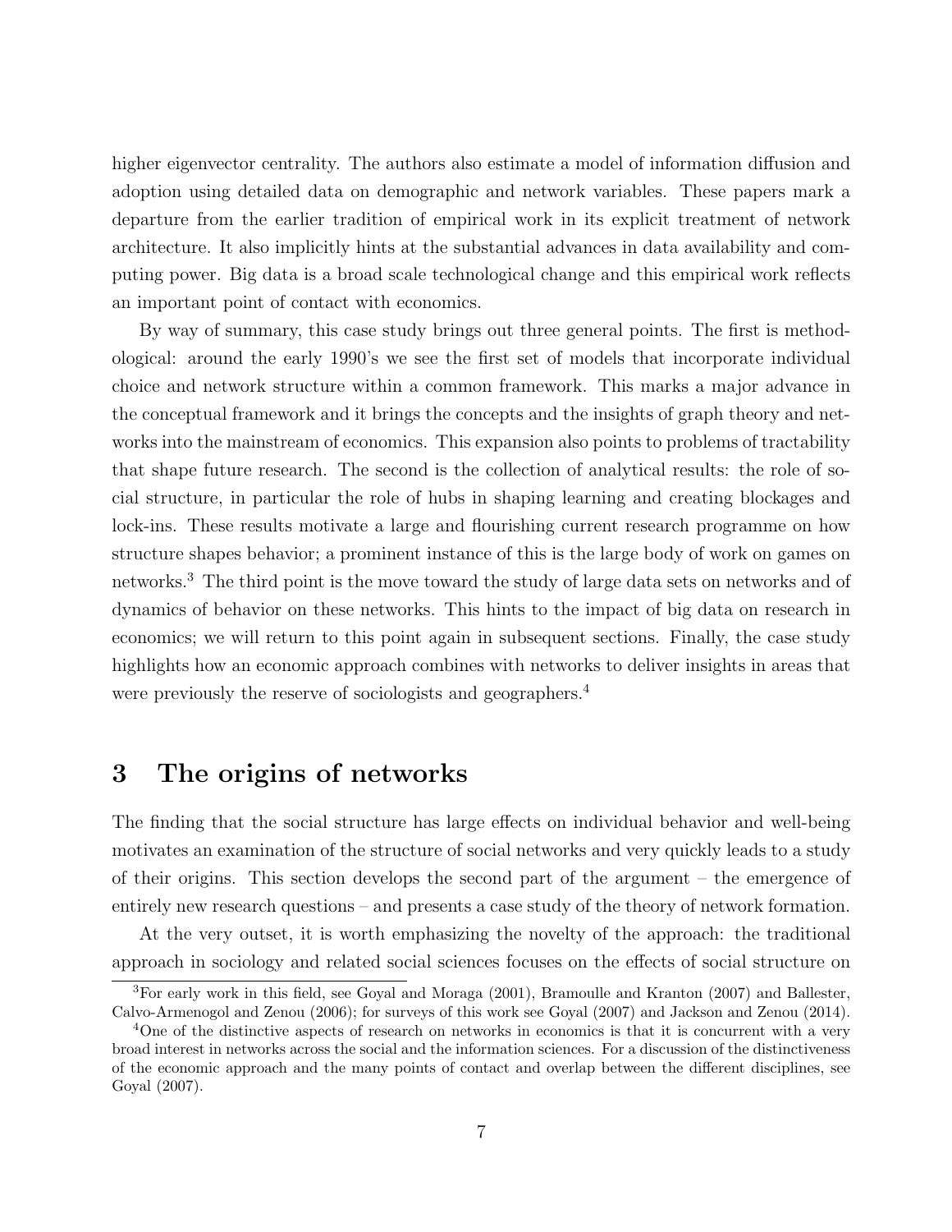higher eigenvector centrality. The authors also estimate a model of information diffusion and adoption using detailed data on demographic and network variables. These papers mark a departure from the earlier tradition of empirical work in its explicit treatment of network architecture. It also implicitly hints at the substantial advances in data availability and computing power. Big data is a broad scale technological change and this empirical work reflects an important point of contact with economics.

By way of summary, this case study brings out three general points. The first is methodological: around the early 1990's we see the first set of models that incorporate individual choice and network structure within a common framework. This marks a major advance in the conceptual framework and it brings the concepts and the insights of graph theory and networks into the mainstream of economics. This expansion also points to problems of tractability that shape future research. The second is the collection of analytical results: the role of social structure, in particular the role of hubs in shaping learning and creating blockages and lock-ins. These results motivate a large and flourishing current research programme on how structure shapes behavior; a prominent instance of this is the large body of work on games on networks.[3] The third point is the move toward the study of large data sets on networks and of dynamics of behavior on these networks. This hints to the impact of big data on research in economics; we will return to this point again in subsequent sections. Finally, the case study highlights how an economic approach combines with networks to deliver insights in areas that were previously the reserve of sociologists and geographers.[4]

# 3 The origins of networks

The finding that the social structure has large effects on individual behavior and well-being motivates an examination of the structure of social networks and very quickly leads to a study of their origins. This section develops the second part of the argument – the emergence of entirely new research questions – and presents a case study of the theory of network formation.

At the very outset, it is worth emphasizing the novelty of the approach: the traditional approach in sociology and related social sciences focuses on the effects of social structure on

[3] For early work in this field, see Goyal and Moraga (2001), Bramoulle and Kranton (2007) and Ballester, Calvo-Armenogol and Zenou (2006); for surveys of this work see Goyal (2007) and Jackson and Zenou (2014).

[4] One of the distinctive aspects of research on networks in economics is that it is concurrent with a very broad interest in networks across the social and the information sciences. For a discussion of the distinctiveness of the economic approach and the many points of contact and overlap between the different disciplines, see Goyal (2007).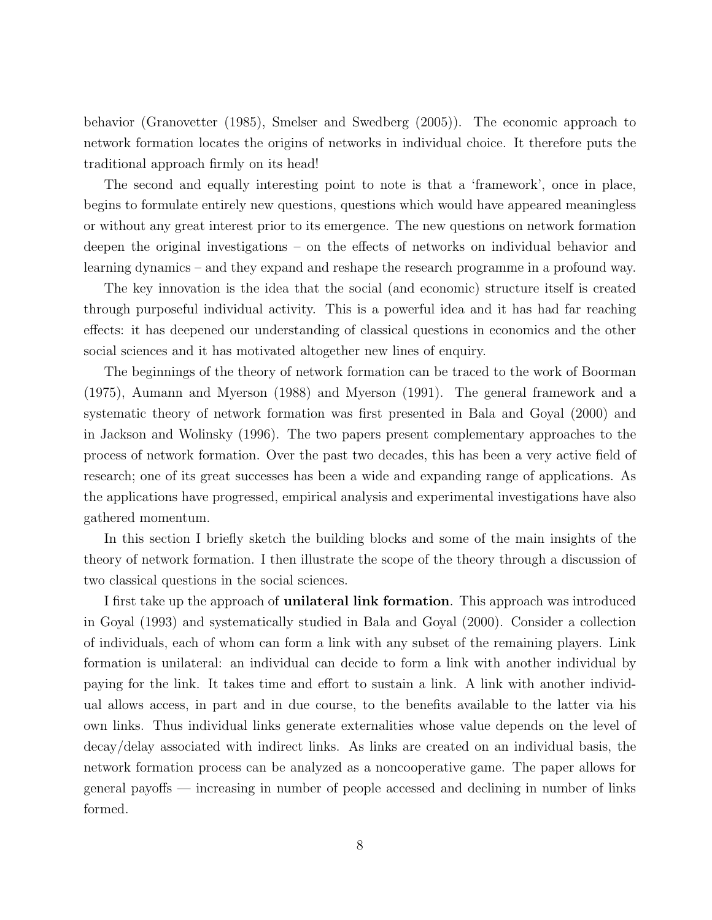behavior (Granovetter (1985), Smelser and Swedberg (2005)). The economic approach to network formation locates the origins of networks in individual choice. It therefore puts the traditional approach firmly on its head!

The second and equally interesting point to note is that a 'framework', once in place, begins to formulate entirely new questions, questions which would have appeared meaningless or without any great interest prior to its emergence. The new questions on network formation deepen the original investigations – on the effects of networks on individual behavior and learning dynamics – and they expand and reshape the research programme in a profound way.

The key innovation is the idea that the social (and economic) structure itself is created through purposeful individual activity. This is a powerful idea and it has had far reaching effects: it has deepened our understanding of classical questions in economics and the other social sciences and it has motivated altogether new lines of enquiry.

The beginnings of the theory of network formation can be traced to the work of Boorman (1975), Aumann and Myerson (1988) and Myerson (1991). The general framework and a systematic theory of network formation was first presented in Bala and Goyal (2000) and in Jackson and Wolinsky (1996). The two papers present complementary approaches to the process of network formation. Over the past two decades, this has been a very active field of research; one of its great successes has been a wide and expanding range of applications. As the applications have progressed, empirical analysis and experimental investigations have also gathered momentum.

In this section I briefly sketch the building blocks and some of the main insights of the theory of network formation. I then illustrate the scope of the theory through a discussion of two classical questions in the social sciences.

I first take up the approach of **unilateral link formation**. This approach was introduced in Goyal (1993) and systematically studied in Bala and Goyal (2000). Consider a collection of individuals, each of whom can form a link with any subset of the remaining players. Link formation is unilateral: an individual can decide to form a link with another individual by paying for the link. It takes time and effort to sustain a link. A link with another individual allows access, in part and in due course, to the benefits available to the latter via his own links. Thus individual links generate externalities whose value depends on the level of decay/delay associated with indirect links. As links are created on an individual basis, the network formation process can be analyzed as a noncooperative game. The paper allows for general payoffs — increasing in number of people accessed and declining in number of links formed.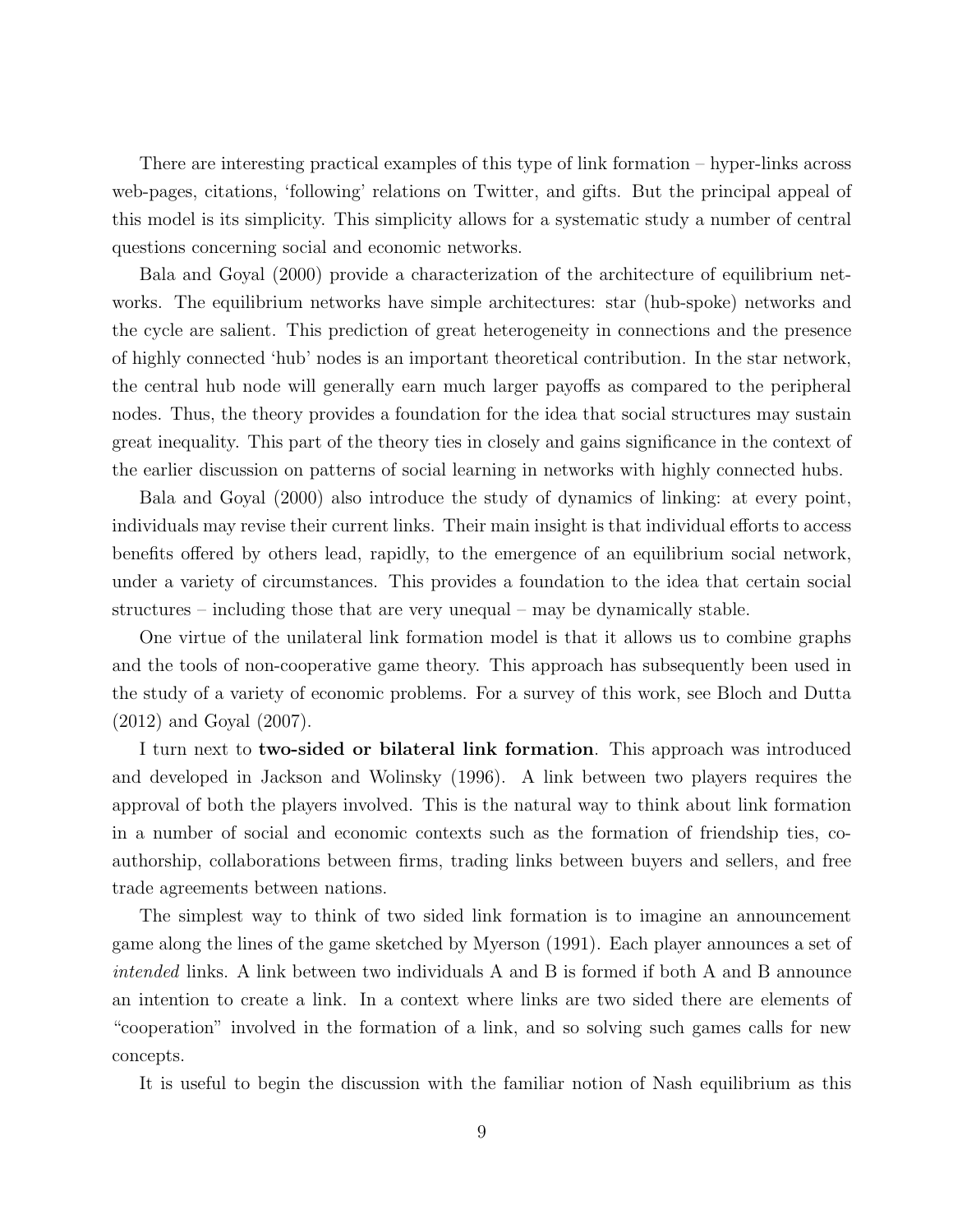There are interesting practical examples of this type of link formation – hyper-links across web-pages, citations, 'following' relations on Twitter, and gifts. But the principal appeal of this model is its simplicity. This simplicity allows for a systematic study a number of central questions concerning social and economic networks.

Bala and Goyal (2000) provide a characterization of the architecture of equilibrium networks. The equilibrium networks have simple architectures: star (hub-spoke) networks and the cycle are salient. This prediction of great heterogeneity in connections and the presence of highly connected 'hub' nodes is an important theoretical contribution. In the star network, the central hub node will generally earn much larger payoffs as compared to the peripheral nodes. Thus, the theory provides a foundation for the idea that social structures may sustain great inequality. This part of the theory ties in closely and gains significance in the context of the earlier discussion on patterns of social learning in networks with highly connected hubs.

Bala and Goyal (2000) also introduce the study of dynamics of linking: at every point, individuals may revise their current links. Their main insight is that individual efforts to access benefits offered by others lead, rapidly, to the emergence of an equilibrium social network, under a variety of circumstances. This provides a foundation to the idea that certain social structures – including those that are very unequal – may be dynamically stable.

One virtue of the unilateral link formation model is that it allows us to combine graphs and the tools of non-cooperative game theory. This approach has subsequently been used in the study of a variety of economic problems. For a survey of this work, see Bloch and Dutta (2012) and Goyal (2007).

I turn next to **two-sided or bilateral link formation**. This approach was introduced and developed in Jackson and Wolinsky (1996). A link between two players requires the approval of both the players involved. This is the natural way to think about link formation in a number of social and economic contexts such as the formation of friendship ties, co-authorship, collaborations between firms, trading links between buyers and sellers, and free trade agreements between nations.

The simplest way to think of two sided link formation is to imagine an announcement game along the lines of the game sketched by Myerson (1991). Each player announces a set of *intended* links. A link between two individuals A and B is formed if both A and B announce an intention to create a link. In a context where links are two sided there are elements of "cooperation" involved in the formation of a link, and so solving such games calls for new concepts.

It is useful to begin the discussion with the familiar notion of Nash equilibrium as this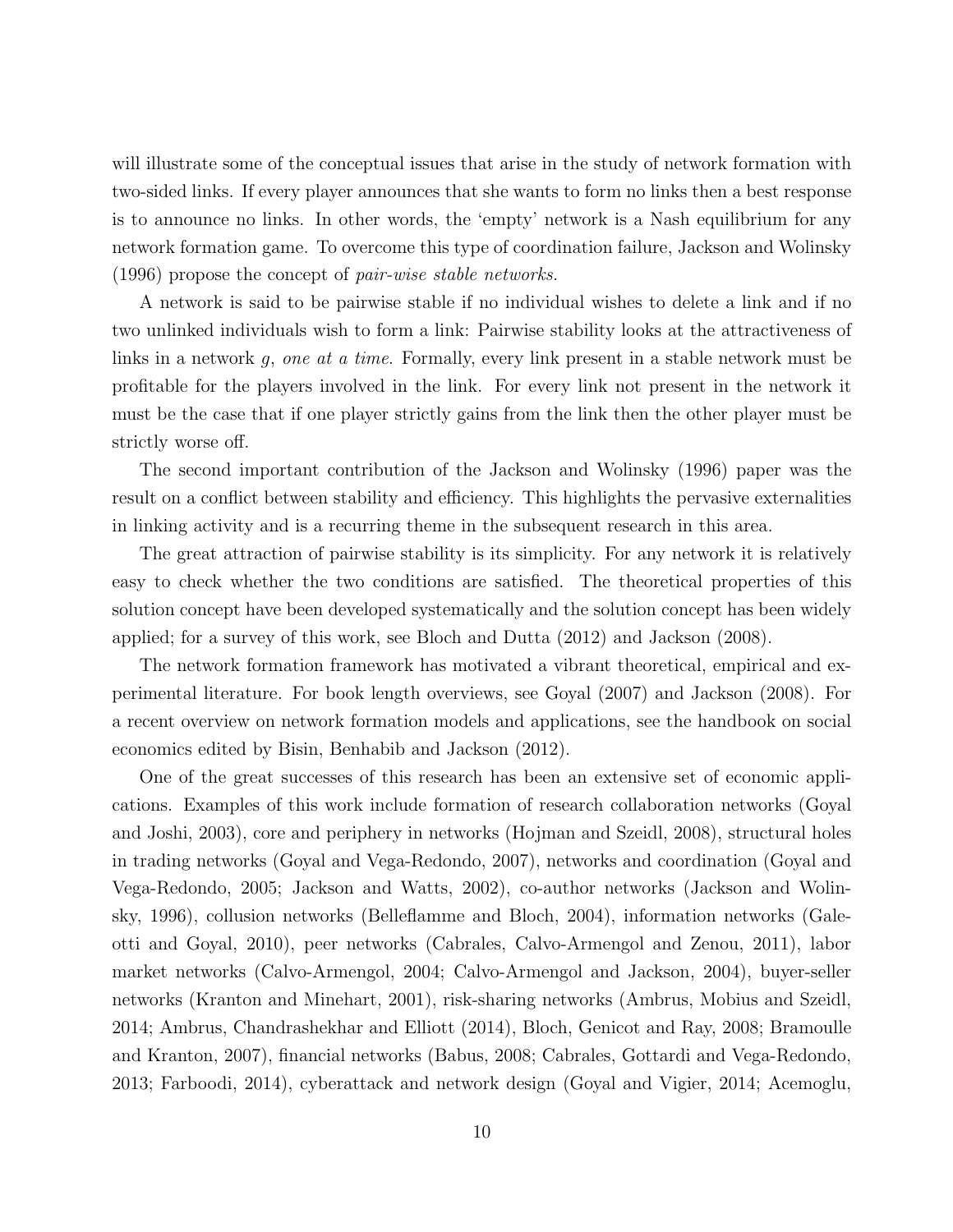will illustrate some of the conceptual issues that arise in the study of network formation with two-sided links. If every player announces that she wants to form no links then a best response is to announce no links. In other words, the 'empty' network is a Nash equilibrium for any network formation game. To overcome this type of coordination failure, Jackson and Wolinsky (1996) propose the concept of *pair-wise stable networks*.

A network is said to be pairwise stable if no individual wishes to delete a link and if no two unlinked individuals wish to form a link: Pairwise stability looks at the attractiveness of links in a network $g$, *one at a time*. Formally, every link present in a stable network must be profitable for the players involved in the link. For every link not present in the network it must be the case that if one player strictly gains from the link then the other player must be strictly worse off.

The second important contribution of the Jackson and Wolinsky (1996) paper was the result on a conflict between stability and efficiency. This highlights the pervasive externalities in linking activity and is a recurring theme in the subsequent research in this area.

The great attraction of pairwise stability is its simplicity. For any network it is relatively easy to check whether the two conditions are satisfied. The theoretical properties of this solution concept have been developed systematically and the solution concept has been widely applied; for a survey of this work, see Bloch and Dutta (2012) and Jackson (2008).

The network formation framework has motivated a vibrant theoretical, empirical and experimental literature. For book length overviews, see Goyal (2007) and Jackson (2008). For a recent overview on network formation models and applications, see the handbook on social economics edited by Bisin, Benhabib and Jackson (2012).

One of the great successes of this research has been an extensive set of economic applications. Examples of this work include formation of research collaboration networks (Goyal and Joshi, 2003), core and periphery in networks (Hojman and Szeidl, 2008), structural holes in trading networks (Goyal and Vega-Redondo, 2007), networks and coordination (Goyal and Vega-Redondo, 2005; Jackson and Watts, 2002), co-author networks (Jackson and Wolinsky, 1996), collusion networks (Belleflamme and Bloch, 2004), information networks (Galeotti and Goyal, 2010), peer networks (Cabrales, Calvo-Armengol and Zenou, 2011), labor market networks (Calvo-Armengol, 2004; Calvo-Armengol and Jackson, 2004), buyer-seller networks (Kranton and Minehart, 2001), risk-sharing networks (Ambrus, Mobius and Szeidl, 2014; Ambrus, Chandrashekhar and Elliott (2014), Bloch, Genicot and Ray, 2008; Bramoulle and Kranton, 2007), financial networks (Babus, 2008; Cabrales, Gottardi and Vega-Redondo, 2013; Farboodi, 2014), cyberattack and network design (Goyal and Vigier, 2014; Acemoglu,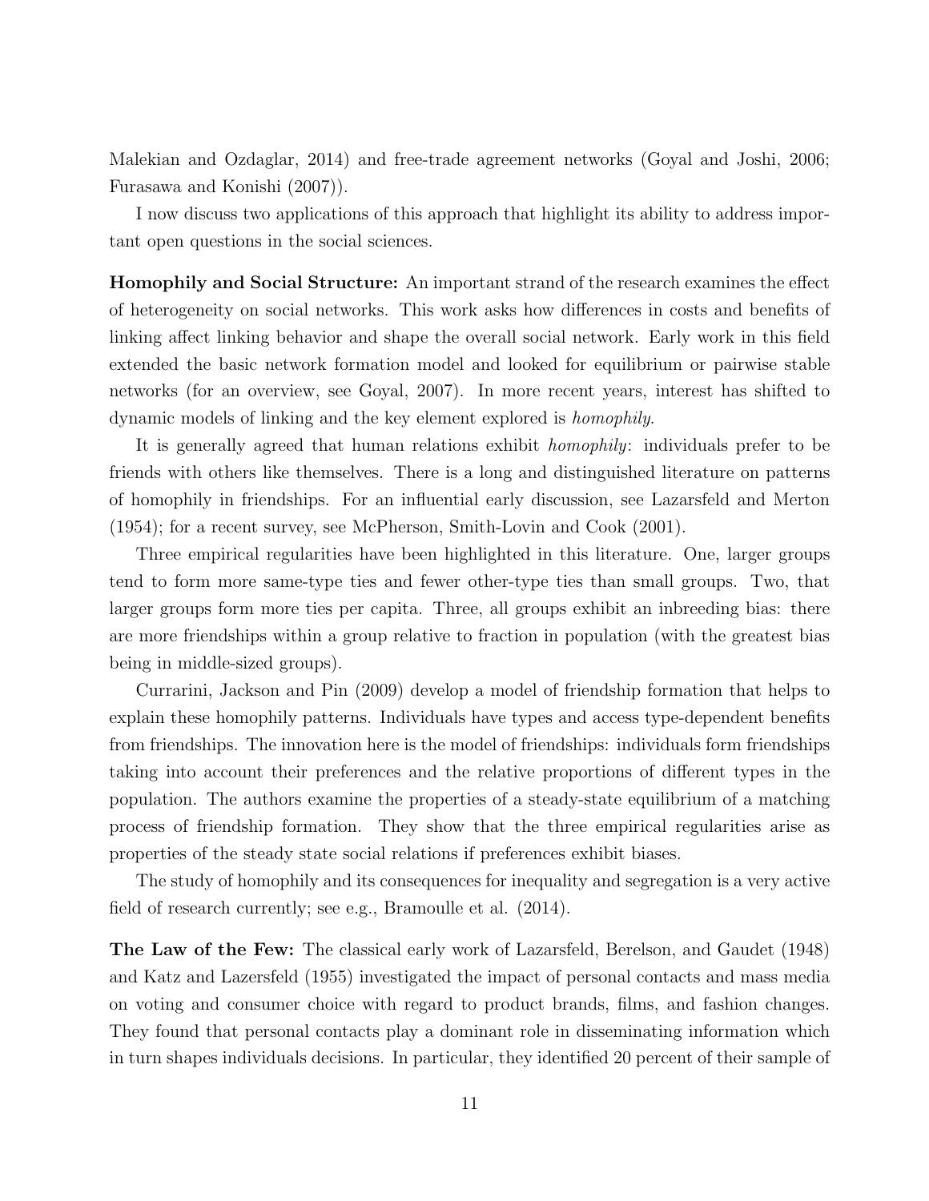Malekian and Ozdaglar, 2014) and free-trade agreement networks (Goyal and Joshi, 2006; Furasawa and Konishi (2007)).

I now discuss two applications of this approach that highlight its ability to address important open questions in the social sciences.

**Homophily and Social Structure:** An important strand of the research examines the effect of heterogeneity on social networks. This work asks how differences in costs and benefits of linking affect linking behavior and shape the overall social network. Early work in this field extended the basic network formation model and looked for equilibrium or pairwise stable networks (for an overview, see Goyal, 2007). In more recent years, interest has shifted to dynamic models of linking and the key element explored is *homophily*.

It is generally agreed that human relations exhibit *homophily*: individuals prefer to be friends with others like themselves. There is a long and distinguished literature on patterns of homophily in friendships. For an influential early discussion, see Lazarsfeld and Merton (1954); for a recent survey, see McPherson, Smith-Lovin and Cook (2001).

Three empirical regularities have been highlighted in this literature. One, larger groups tend to form more same-type ties and fewer other-type ties than small groups. Two, that larger groups form more ties per capita. Three, all groups exhibit an inbreeding bias: there are more friendships within a group relative to fraction in population (with the greatest bias being in middle-sized groups).

Currarini, Jackson and Pin (2009) develop a model of friendship formation that helps to explain these homophily patterns. Individuals have types and access type-dependent benefits from friendships. The innovation here is the model of friendships: individuals form friendships taking into account their preferences and the relative proportions of different types in the population. The authors examine the properties of a steady-state equilibrium of a matching process of friendship formation. They show that the three empirical regularities arise as properties of the steady state social relations if preferences exhibit biases.

The study of homophily and its consequences for inequality and segregation is a very active field of research currently; see e.g., Bramoulle et al. (2014).

**The Law of the Few:** The classical early work of Lazarsfeld, Berelson, and Gaudet (1948) and Katz and Lazersfeld (1955) investigated the impact of personal contacts and mass media on voting and consumer choice with regard to product brands, films, and fashion changes. They found that personal contacts play a dominant role in disseminating information which in turn shapes individuals decisions. In particular, they identified 20 percent of their sample of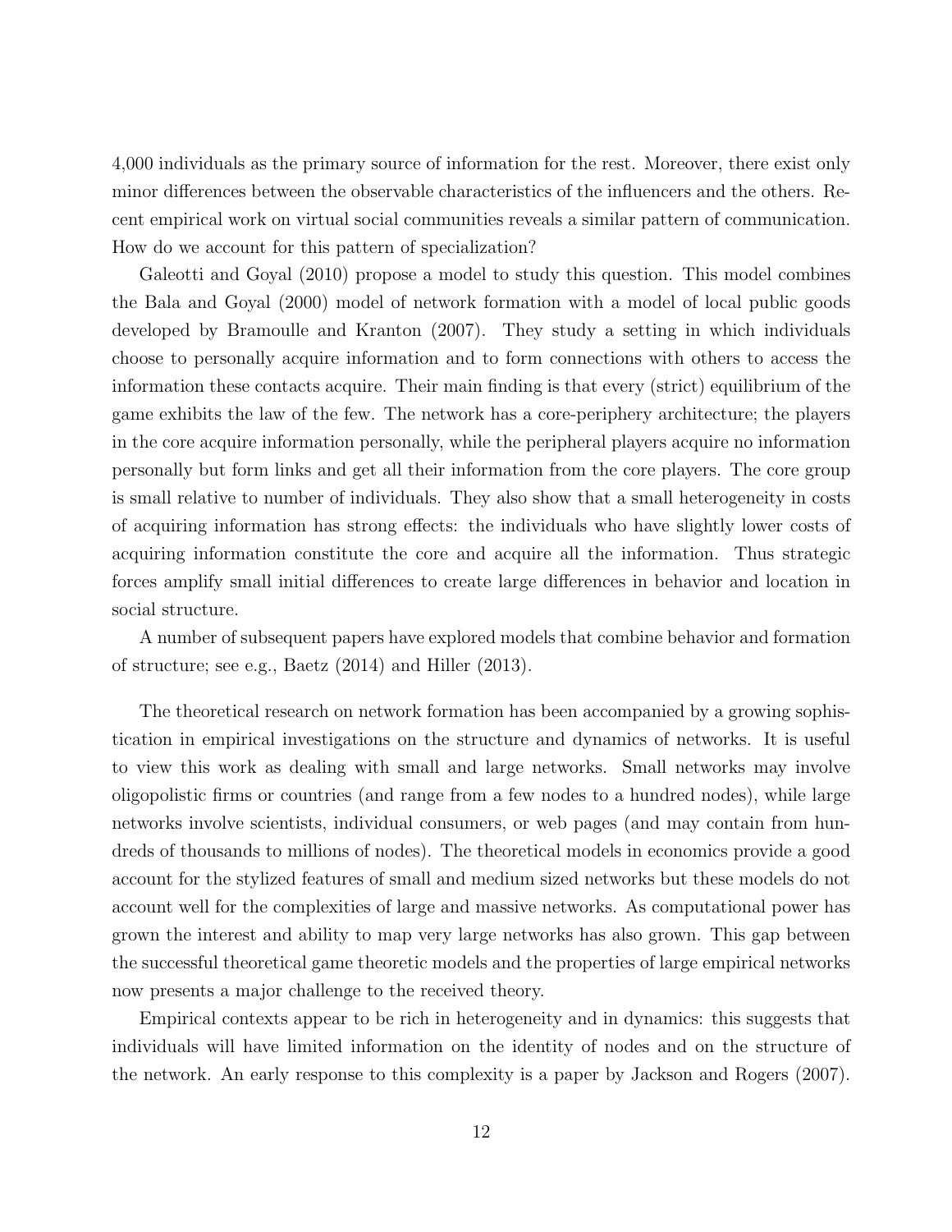4,000 individuals as the primary source of information for the rest. Moreover, there exist only minor differences between the observable characteristics of the influencers and the others. Recent empirical work on virtual social communities reveals a similar pattern of communication. How do we account for this pattern of specialization?

Galeotti and Goyal (2010) propose a model to study this question. This model combines the Bala and Goyal (2000) model of network formation with a model of local public goods developed by Bramoulle and Kranton (2007). They study a setting in which individuals choose to personally acquire information and to form connections with others to access the information these contacts acquire. Their main finding is that every (strict) equilibrium of the game exhibits the law of the few. The network has a core-periphery architecture; the players in the core acquire information personally, while the peripheral players acquire no information personally but form links and get all their information from the core players. The core group is small relative to number of individuals. They also show that a small heterogeneity in costs of acquiring information has strong effects: the individuals who have slightly lower costs of acquiring information constitute the core and acquire all the information. Thus strategic forces amplify small initial differences to create large differences in behavior and location in social structure.

A number of subsequent papers have explored models that combine behavior and formation of structure; see e.g., Baetz (2014) and Hiller (2013).

The theoretical research on network formation has been accompanied by a growing sophistication in empirical investigations on the structure and dynamics of networks. It is useful to view this work as dealing with small and large networks. Small networks may involve oligopolistic firms or countries (and range from a few nodes to a hundred nodes), while large networks involve scientists, individual consumers, or web pages (and may contain from hundreds of thousands to millions of nodes). The theoretical models in economics provide a good account for the stylized features of small and medium sized networks but these models do not account well for the complexities of large and massive networks. As computational power has grown the interest and ability to map very large networks has also grown. This gap between the successful theoretical game theoretic models and the properties of large empirical networks now presents a major challenge to the received theory.

Empirical contexts appear to be rich in heterogeneity and in dynamics: this suggests that individuals will have limited information on the identity of nodes and on the structure of the network. An early response to this complexity is a paper by Jackson and Rogers (2007).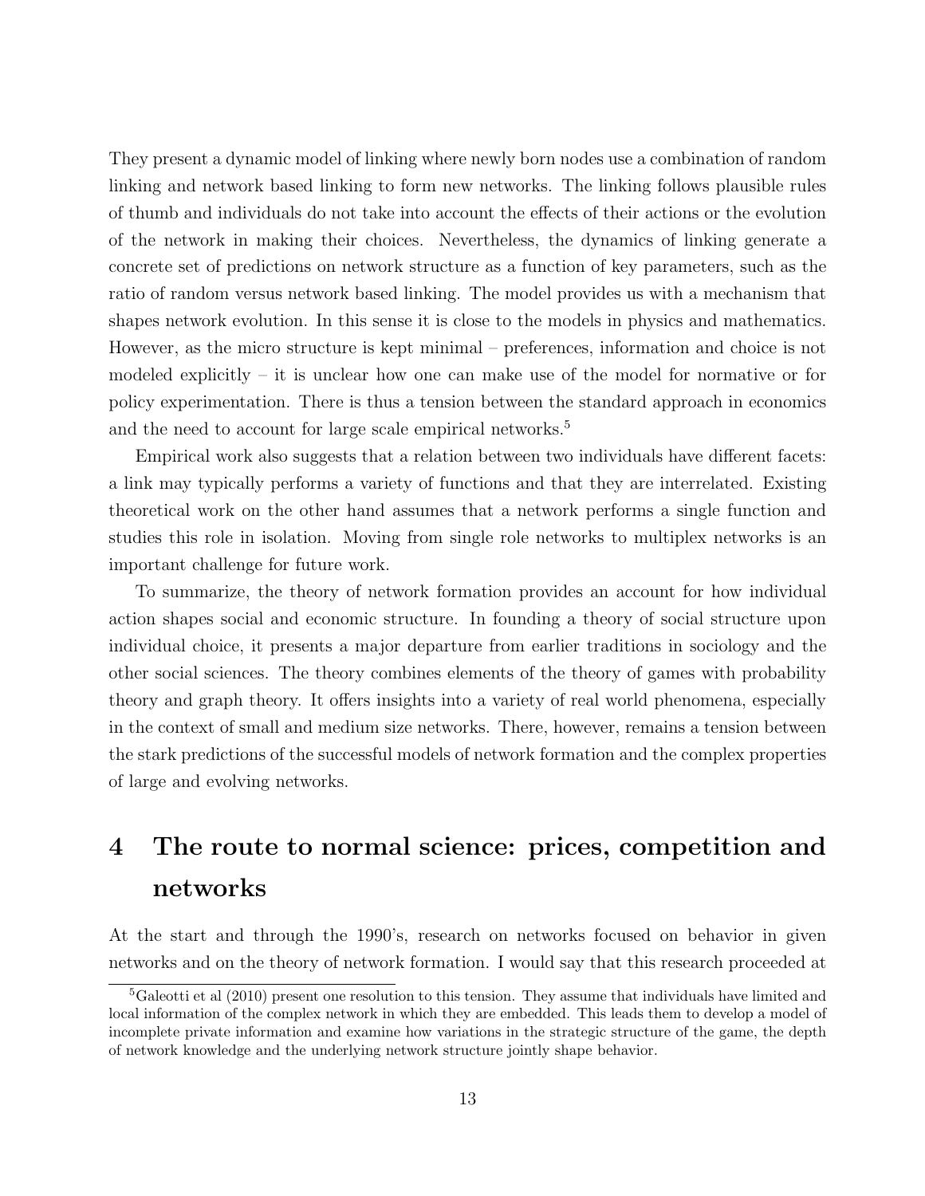They present a dynamic model of linking where newly born nodes use a combination of random linking and network based linking to form new networks. The linking follows plausible rules of thumb and individuals do not take into account the effects of their actions or the evolution of the network in making their choices. Nevertheless, the dynamics of linking generate a concrete set of predictions on network structure as a function of key parameters, such as the ratio of random versus network based linking. The model provides us with a mechanism that shapes network evolution. In this sense it is close to the models in physics and mathematics. However, as the micro structure is kept minimal – preferences, information and choice is not modeled explicitly – it is unclear how one can make use of the model for normative or for policy experimentation. There is thus a tension between the standard approach in economics and the need to account for large scale empirical networks.[5]

Empirical work also suggests that a relation between two individuals have different facets: a link may typically performs a variety of functions and that they are interrelated. Existing theoretical work on the other hand assumes that a network performs a single function and studies this role in isolation. Moving from single role networks to multiplex networks is an important challenge for future work.

To summarize, the theory of network formation provides an account for how individual action shapes social and economic structure. In founding a theory of social structure upon individual choice, it presents a major departure from earlier traditions in sociology and the other social sciences. The theory combines elements of the theory of games with probability theory and graph theory. It offers insights into a variety of real world phenomena, especially in the context of small and medium size networks. There, however, remains a tension between the stark predictions of the successful models of network formation and the complex properties of large and evolving networks.

# 4 The route to normal science: prices, competition and networks

At the start and through the 1990's, research on networks focused on behavior in given networks and on the theory of network formation. I would say that this research proceeded at

[5] Galeotti et al (2010) present one resolution to this tension. They assume that individuals have limited and local information of the complex network in which they are embedded. This leads them to develop a model of incomplete private information and examine how variations in the strategic structure of the game, the depth of network knowledge and the underlying network structure jointly shape behavior.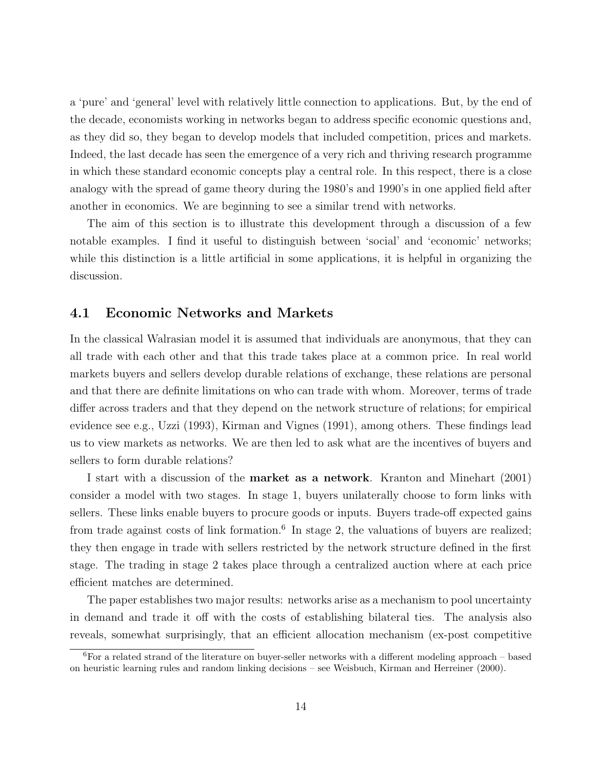a 'pure' and 'general' level with relatively little connection to applications. But, by the end of the decade, economists working in networks began to address specific economic questions and, as they did so, they began to develop models that included competition, prices and markets. Indeed, the last decade has seen the emergence of a very rich and thriving research programme in which these standard economic concepts play a central role. In this respect, there is a close analogy with the spread of game theory during the 1980's and 1990's in one applied field after another in economics. We are beginning to see a similar trend with networks.

The aim of this section is to illustrate this development through a discussion of a few notable examples. I find it useful to distinguish between 'social' and 'economic' networks; while this distinction is a little artificial in some applications, it is helpful in organizing the discussion.

## 4.1 Economic Networks and Markets

In the classical Walrasian model it is assumed that individuals are anonymous, that they can all trade with each other and that this trade takes place at a common price. In real world markets buyers and sellers develop durable relations of exchange, these relations are personal and that there are definite limitations on who can trade with whom. Moreover, terms of trade differ across traders and that they depend on the network structure of relations; for empirical evidence see e.g., Uzzi (1993), Kirman and Vignes (1991), among others. These findings lead us to view markets as networks. We are then led to ask what are the incentives of buyers and sellers to form durable relations?

I start with a discussion of the **market as a network**. Kranton and Minehart (2001) consider a model with two stages. In stage 1, buyers unilaterally choose to form links with sellers. These links enable buyers to procure goods or inputs. Buyers trade-off expected gains from trade against costs of link formation.[6] In stage 2, the valuations of buyers are realized; they then engage in trade with sellers restricted by the network structure defined in the first stage. The trading in stage 2 takes place through a centralized auction where at each price efficient matches are determined.

The paper establishes two major results: networks arise as a mechanism to pool uncertainty in demand and trade it off with the costs of establishing bilateral ties. The analysis also reveals, somewhat surprisingly, that an efficient allocation mechanism (ex-post competitive

[6] For a related strand of the literature on buyer-seller networks with a different modeling approach – based on heuristic learning rules and random linking decisions – see Weisbuch, Kirman and Herreiner (2000).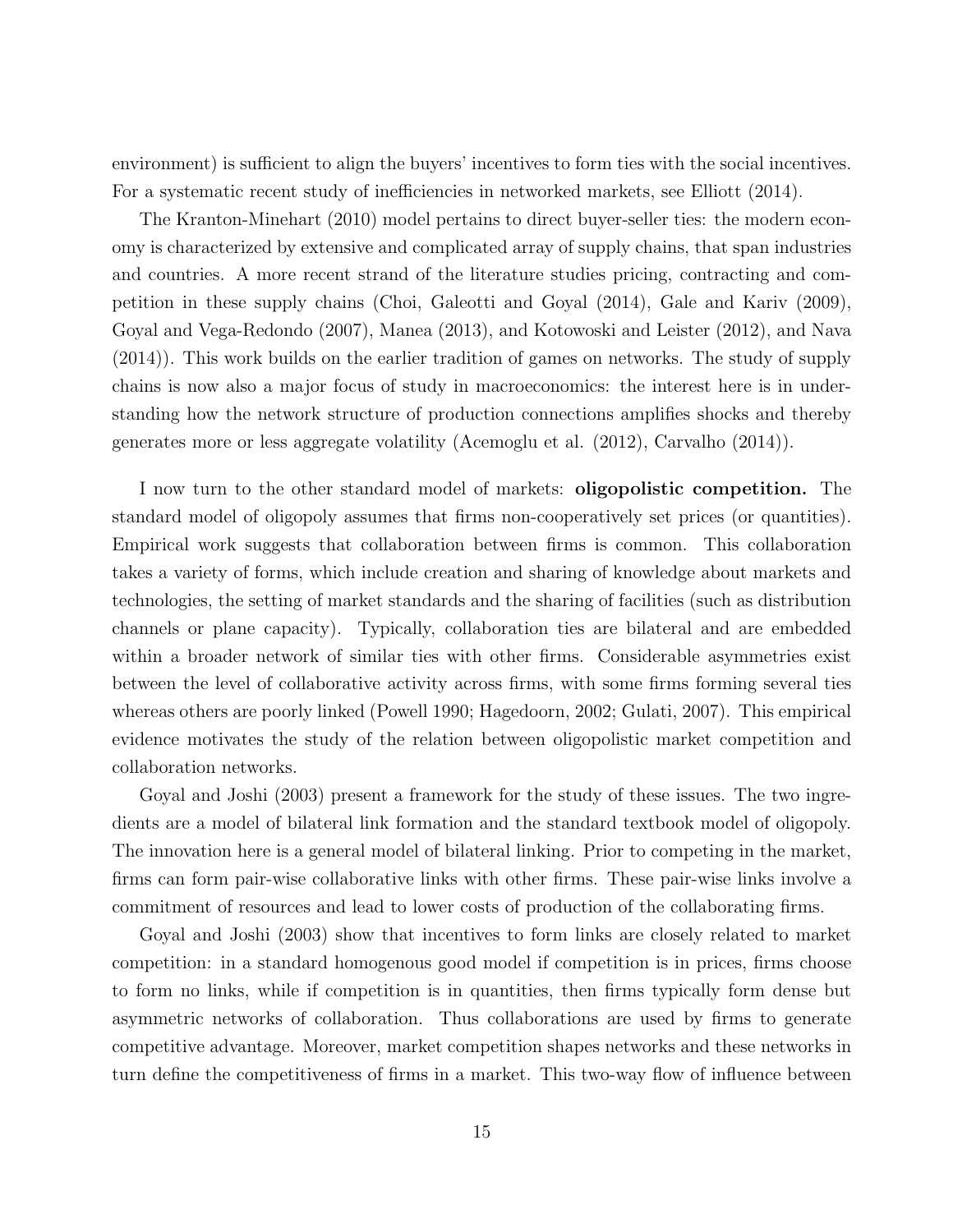environment) is sufficient to align the buyers' incentives to form ties with the social incentives. For a systematic recent study of inefficiencies in networked markets, see Elliott (2014).

The Kranton-Minehart (2010) model pertains to direct buyer-seller ties: the modern economy is characterized by extensive and complicated array of supply chains, that span industries and countries. A more recent strand of the literature studies pricing, contracting and competition in these supply chains (Choi, Galeotti and Goyal (2014), Gale and Kariv (2009), Goyal and Vega-Redondo (2007), Manea (2013), and Kotowoski and Leister (2012), and Nava (2014)). This work builds on the earlier tradition of games on networks. The study of supply chains is now also a major focus of study in macroeconomics: the interest here is in understanding how the network structure of production connections amplifies shocks and thereby generates more or less aggregate volatility (Acemoglu et al. (2012), Carvalho (2014)).

I now turn to the other standard model of markets: **oligopolistic competition.** The standard model of oligopoly assumes that firms non-cooperatively set prices (or quantities). Empirical work suggests that collaboration between firms is common. This collaboration takes a variety of forms, which include creation and sharing of knowledge about markets and technologies, the setting of market standards and the sharing of facilities (such as distribution channels or plane capacity). Typically, collaboration ties are bilateral and are embedded within a broader network of similar ties with other firms. Considerable asymmetries exist between the level of collaborative activity across firms, with some firms forming several ties whereas others are poorly linked (Powell 1990; Hagedoorn, 2002; Gulati, 2007). This empirical evidence motivates the study of the relation between oligopolistic market competition and collaboration networks.

Goyal and Joshi (2003) present a framework for the study of these issues. The two ingredients are a model of bilateral link formation and the standard textbook model of oligopoly. The innovation here is a general model of bilateral linking. Prior to competing in the market, firms can form pair-wise collaborative links with other firms. These pair-wise links involve a commitment of resources and lead to lower costs of production of the collaborating firms.

Goyal and Joshi (2003) show that incentives to form links are closely related to market competition: in a standard homogenous good model if competition is in prices, firms choose to form no links, while if competition is in quantities, then firms typically form dense but asymmetric networks of collaboration. Thus collaborations are used by firms to generate competitive advantage. Moreover, market competition shapes networks and these networks in turn define the competitiveness of firms in a market. This two-way flow of influence between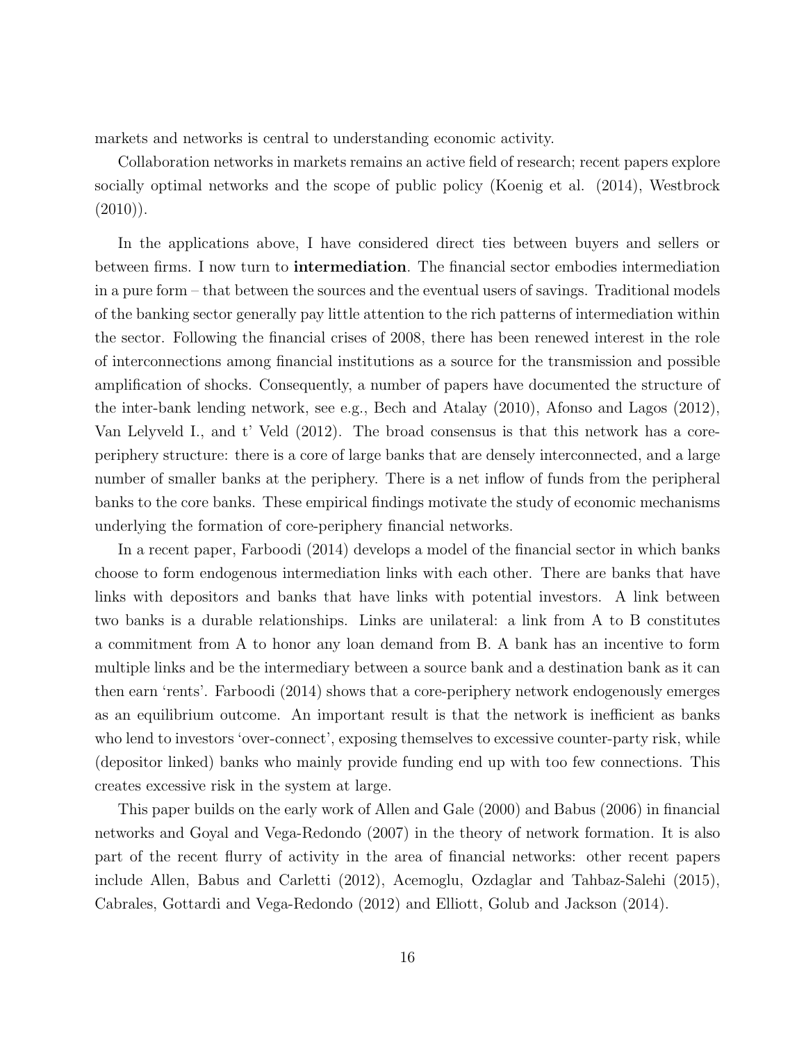markets and networks is central to understanding economic activity.

Collaboration networks in markets remains an active field of research; recent papers explore socially optimal networks and the scope of public policy (Koenig et al. (2014), Westbrock (2010)).

In the applications above, I have considered direct ties between buyers and sellers or between firms. I now turn to **intermediation**. The financial sector embodies intermediation in a pure form – that between the sources and the eventual users of savings. Traditional models of the banking sector generally pay little attention to the rich patterns of intermediation within the sector. Following the financial crises of 2008, there has been renewed interest in the role of interconnections among financial institutions as a source for the transmission and possible amplification of shocks. Consequently, a number of papers have documented the structure of the inter-bank lending network, see e.g., Bech and Atalay (2010), Afonso and Lagos (2012), Van Lelyveld I., and t' Veld (2012). The broad consensus is that this network has a core-periphery structure: there is a core of large banks that are densely interconnected, and a large number of smaller banks at the periphery. There is a net inflow of funds from the peripheral banks to the core banks. These empirical findings motivate the study of economic mechanisms underlying the formation of core-periphery financial networks.

In a recent paper, Farboodi (2014) develops a model of the financial sector in which banks choose to form endogenous intermediation links with each other. There are banks that have links with depositors and banks that have links with potential investors. A link between two banks is a durable relationships. Links are unilateral: a link from A to B constitutes a commitment from A to honor any loan demand from B. A bank has an incentive to form multiple links and be the intermediary between a source bank and a destination bank as it can then earn 'rents'. Farboodi (2014) shows that a core-periphery network endogenously emerges as an equilibrium outcome. An important result is that the network is inefficient as banks who lend to investors 'over-connect', exposing themselves to excessive counter-party risk, while (depositor linked) banks who mainly provide funding end up with too few connections. This creates excessive risk in the system at large.

This paper builds on the early work of Allen and Gale (2000) and Babus (2006) in financial networks and Goyal and Vega-Redondo (2007) in the theory of network formation. It is also part of the recent flurry of activity in the area of financial networks: other recent papers include Allen, Babus and Carletti (2012), Acemoglu, Ozdaglar and Tahbaz-Salehi (2015), Cabrales, Gottardi and Vega-Redondo (2012) and Elliott, Golub and Jackson (2014).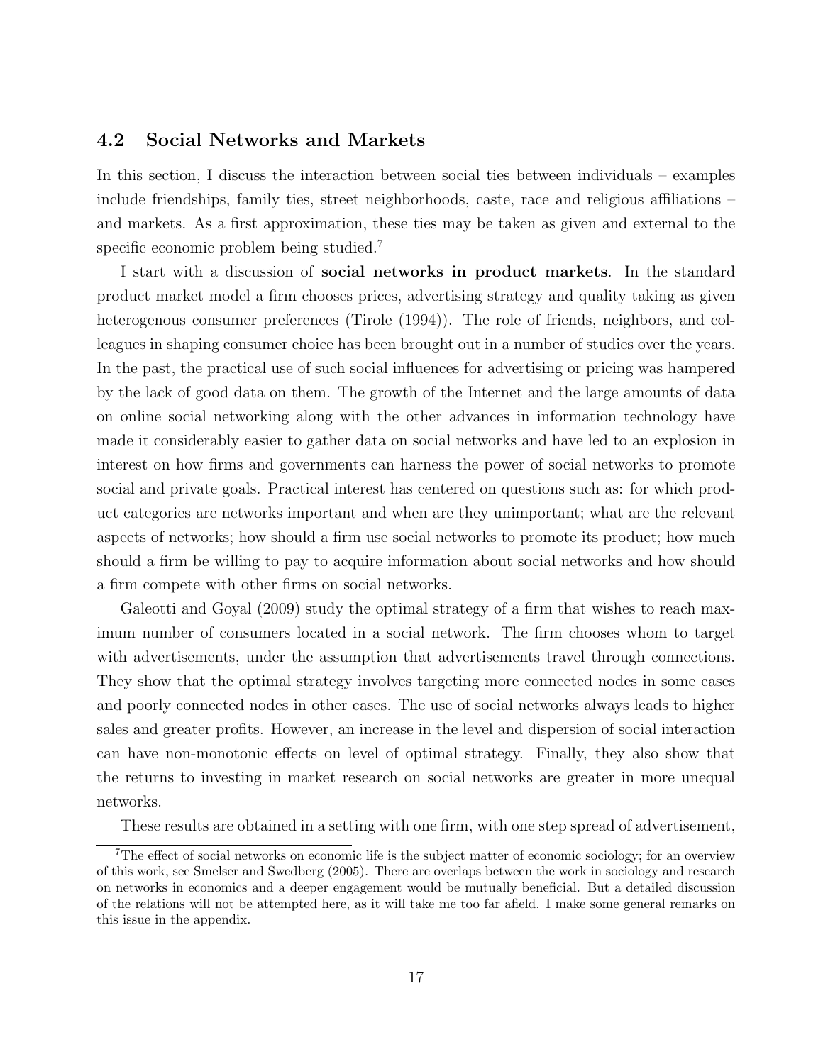## 4.2 Social Networks and Markets

In this section, I discuss the interaction between social ties between individuals – examples include friendships, family ties, street neighborhoods, caste, race and religious affiliations – and markets. As a first approximation, these ties may be taken as given and external to the specific economic problem being studied.[7]

I start with a discussion of **social networks in product markets**. In the standard product market model a firm chooses prices, advertising strategy and quality taking as given heterogenous consumer preferences (Tirole (1994)). The role of friends, neighbors, and colleagues in shaping consumer choice has been brought out in a number of studies over the years. In the past, the practical use of such social influences for advertising or pricing was hampered by the lack of good data on them. The growth of the Internet and the large amounts of data on online social networking along with the other advances in information technology have made it considerably easier to gather data on social networks and have led to an explosion in interest on how firms and governments can harness the power of social networks to promote social and private goals. Practical interest has centered on questions such as: for which product categories are networks important and when are they unimportant; what are the relevant aspects of networks; how should a firm use social networks to promote its product; how much should a firm be willing to pay to acquire information about social networks and how should a firm compete with other firms on social networks.

Galeotti and Goyal (2009) study the optimal strategy of a firm that wishes to reach maximum number of consumers located in a social network. The firm chooses whom to target with advertisements, under the assumption that advertisements travel through connections. They show that the optimal strategy involves targeting more connected nodes in some cases and poorly connected nodes in other cases. The use of social networks always leads to higher sales and greater profits. However, an increase in the level and dispersion of social interaction can have non-monotonic effects on level of optimal strategy. Finally, they also show that the returns to investing in market research on social networks are greater in more unequal networks.

These results are obtained in a setting with one firm, with one step spread of advertisement,

[7] The effect of social networks on economic life is the subject matter of economic sociology; for an overview of this work, see Smelser and Swedberg (2005). There are overlaps between the work in sociology and research on networks in economics and a deeper engagement would be mutually beneficial. But a detailed discussion of the relations will not be attempted here, as it will take me too far afield. I make some general remarks on this issue in the appendix.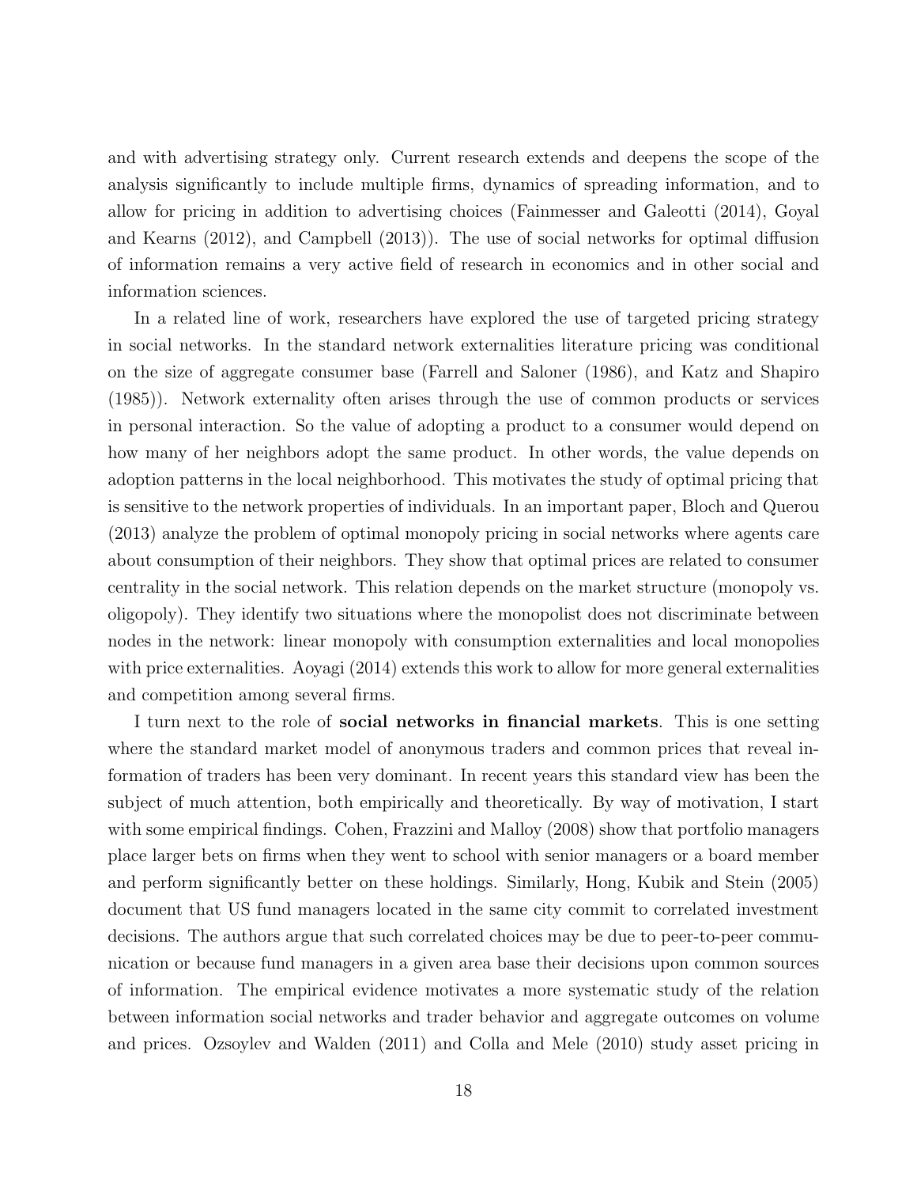and with advertising strategy only. Current research extends and deepens the scope of the analysis significantly to include multiple firms, dynamics of spreading information, and to allow for pricing in addition to advertising choices (Fainmesser and Galeotti (2014), Goyal and Kearns (2012), and Campbell (2013)). The use of social networks for optimal diffusion of information remains a very active field of research in economics and in other social and information sciences.

In a related line of work, researchers have explored the use of targeted pricing strategy in social networks. In the standard network externalities literature pricing was conditional on the size of aggregate consumer base (Farrell and Saloner (1986), and Katz and Shapiro (1985)). Network externality often arises through the use of common products or services in personal interaction. So the value of adopting a product to a consumer would depend on how many of her neighbors adopt the same product. In other words, the value depends on adoption patterns in the local neighborhood. This motivates the study of optimal pricing that is sensitive to the network properties of individuals. In an important paper, Bloch and Querou (2013) analyze the problem of optimal monopoly pricing in social networks where agents care about consumption of their neighbors. They show that optimal prices are related to consumer centrality in the social network. This relation depends on the market structure (monopoly vs. oligopoly). They identify two situations where the monopolist does not discriminate between nodes in the network: linear monopoly with consumption externalities and local monopolies with price externalities. Aoyagi (2014) extends this work to allow for more general externalities and competition among several firms.

I turn next to the role of **social networks in financial markets**. This is one setting where the standard market model of anonymous traders and common prices that reveal information of traders has been very dominant. In recent years this standard view has been the subject of much attention, both empirically and theoretically. By way of motivation, I start with some empirical findings. Cohen, Frazzini and Malloy (2008) show that portfolio managers place larger bets on firms when they went to school with senior managers or a board member and perform significantly better on these holdings. Similarly, Hong, Kubik and Stein (2005) document that US fund managers located in the same city commit to correlated investment decisions. The authors argue that such correlated choices may be due to peer-to-peer communication or because fund managers in a given area base their decisions upon common sources of information. The empirical evidence motivates a more systematic study of the relation between information social networks and trader behavior and aggregate outcomes on volume and prices. Ozsoylev and Walden (2011) and Colla and Mele (2010) study asset pricing in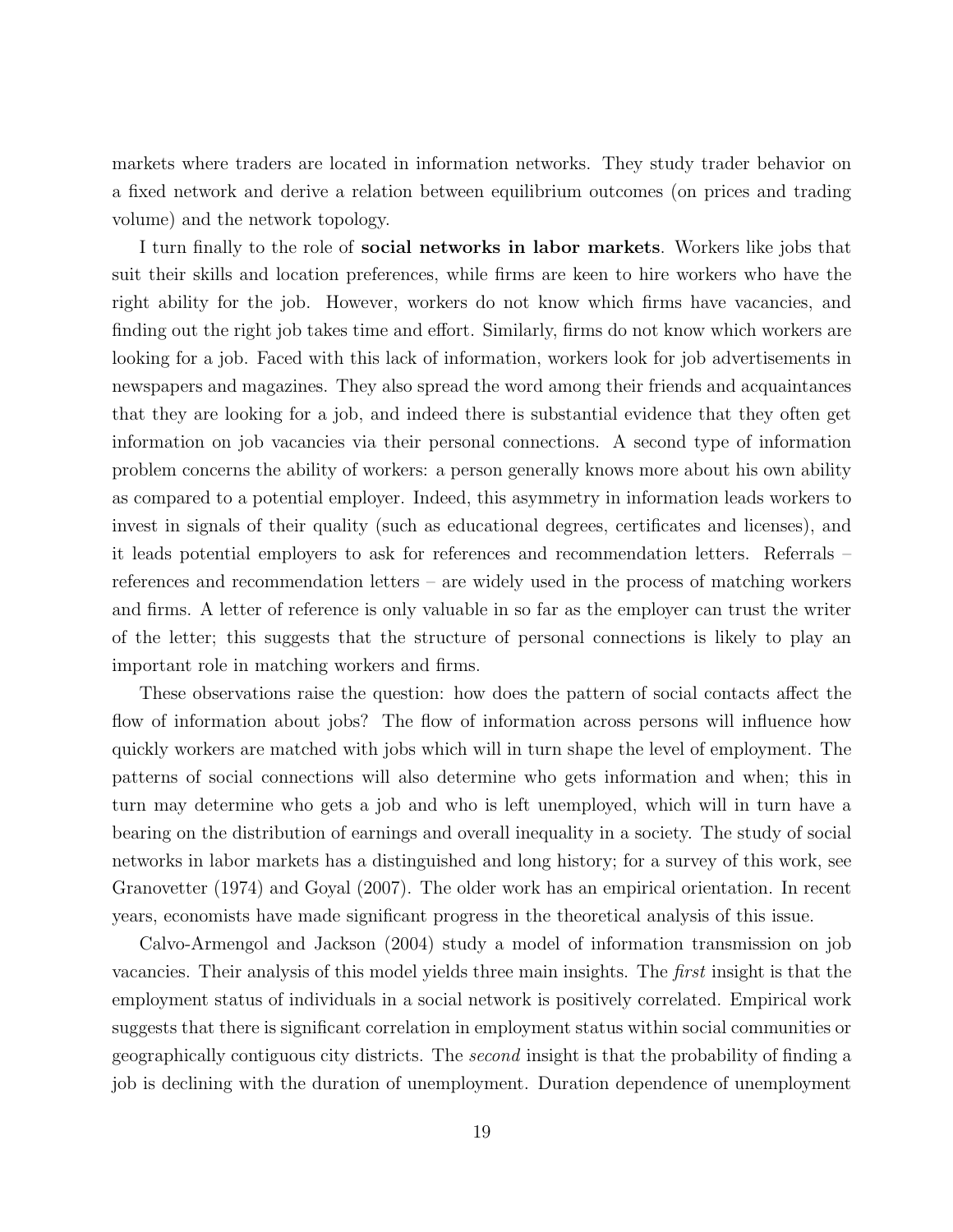markets where traders are located in information networks. They study trader behavior on a fixed network and derive a relation between equilibrium outcomes (on prices and trading volume) and the network topology.

I turn finally to the role of **social networks in labor markets**. Workers like jobs that suit their skills and location preferences, while firms are keen to hire workers who have the right ability for the job. However, workers do not know which firms have vacancies, and finding out the right job takes time and effort. Similarly, firms do not know which workers are looking for a job. Faced with this lack of information, workers look for job advertisements in newspapers and magazines. They also spread the word among their friends and acquaintances that they are looking for a job, and indeed there is substantial evidence that they often get information on job vacancies via their personal connections. A second type of information problem concerns the ability of workers: a person generally knows more about his own ability as compared to a potential employer. Indeed, this asymmetry in information leads workers to invest in signals of their quality (such as educational degrees, certificates and licenses), and it leads potential employers to ask for references and recommendation letters. Referrals – references and recommendation letters – are widely used in the process of matching workers and firms. A letter of reference is only valuable in so far as the employer can trust the writer of the letter; this suggests that the structure of personal connections is likely to play an important role in matching workers and firms.

These observations raise the question: how does the pattern of social contacts affect the flow of information about jobs? The flow of information across persons will influence how quickly workers are matched with jobs which will in turn shape the level of employment. The patterns of social connections will also determine who gets information and when; this in turn may determine who gets a job and who is left unemployed, which will in turn have a bearing on the distribution of earnings and overall inequality in a society. The study of social networks in labor markets has a distinguished and long history; for a survey of this work, see Granovetter (1974) and Goyal (2007). The older work has an empirical orientation. In recent years, economists have made significant progress in the theoretical analysis of this issue.

Calvo-Armengol and Jackson (2004) study a model of information transmission on job vacancies. Their analysis of this model yields three main insights. The *first* insight is that the employment status of individuals in a social network is positively correlated. Empirical work suggests that there is significant correlation in employment status within social communities or geographically contiguous city districts. The *second* insight is that the probability of finding a job is declining with the duration of unemployment. Duration dependence of unemployment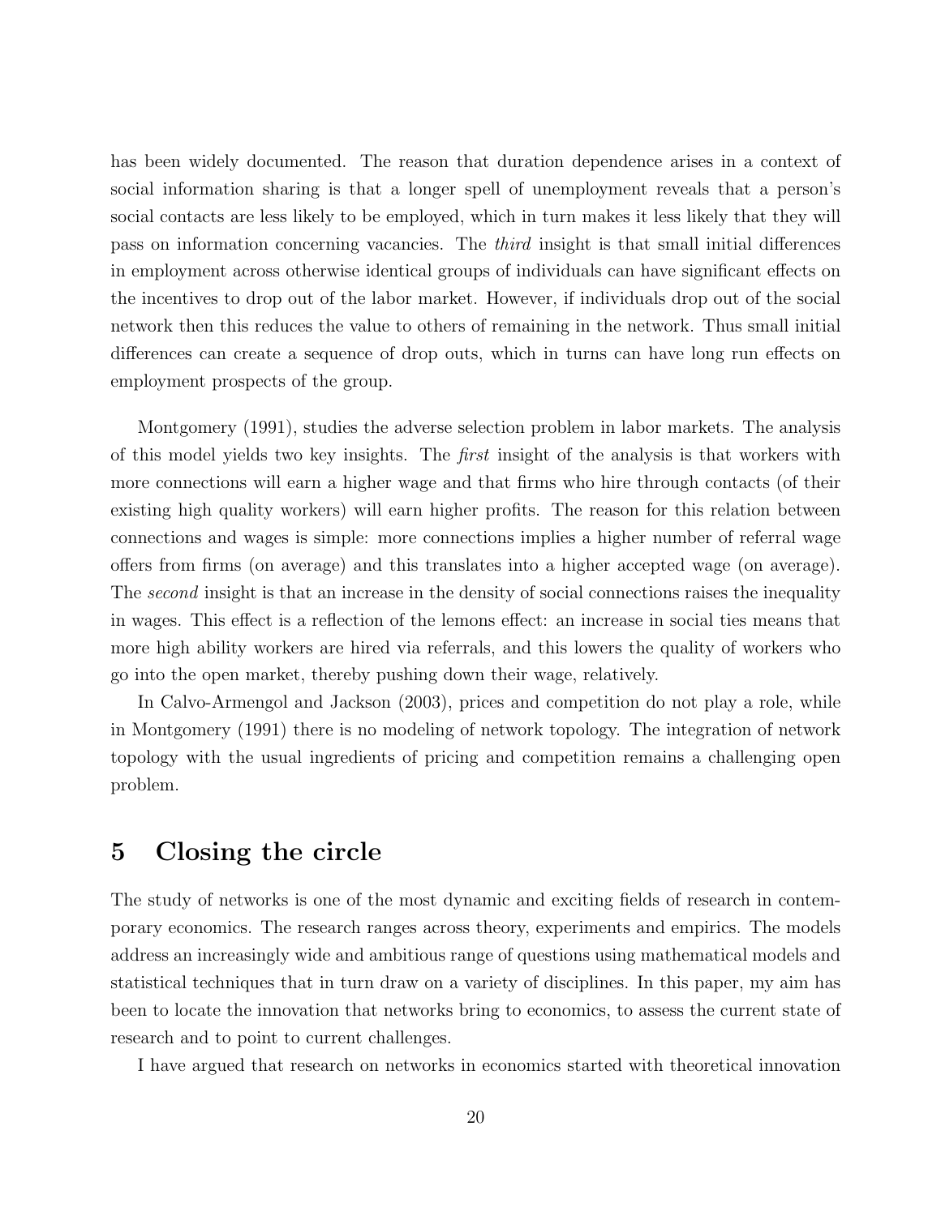has been widely documented. The reason that duration dependence arises in a context of social information sharing is that a longer spell of unemployment reveals that a person's social contacts are less likely to be employed, which in turn makes it less likely that they will pass on information concerning vacancies. The *third* insight is that small initial differences in employment across otherwise identical groups of individuals can have significant effects on the incentives to drop out of the labor market. However, if individuals drop out of the social network then this reduces the value to others of remaining in the network. Thus small initial differences can create a sequence of drop outs, which in turns can have long run effects on employment prospects of the group.

Montgomery (1991), studies the adverse selection problem in labor markets. The analysis of this model yields two key insights. The *first* insight of the analysis is that workers with more connections will earn a higher wage and that firms who hire through contacts (of their existing high quality workers) will earn higher profits. The reason for this relation between connections and wages is simple: more connections implies a higher number of referral wage offers from firms (on average) and this translates into a higher accepted wage (on average). The *second* insight is that an increase in the density of social connections raises the inequality in wages. This effect is a reflection of the lemons effect: an increase in social ties means that more high ability workers are hired via referrals, and this lowers the quality of workers who go into the open market, thereby pushing down their wage, relatively.

In Calvo-Armengol and Jackson (2003), prices and competition do not play a role, while in Montgomery (1991) there is no modeling of network topology. The integration of network topology with the usual ingredients of pricing and competition remains a challenging open problem.

# 5 Closing the circle

The study of networks is one of the most dynamic and exciting fields of research in contemporary economics. The research ranges across theory, experiments and empirics. The models address an increasingly wide and ambitious range of questions using mathematical models and statistical techniques that in turn draw on a variety of disciplines. In this paper, my aim has been to locate the innovation that networks bring to economics, to assess the current state of research and to point to current challenges.

I have argued that research on networks in economics started with theoretical innovation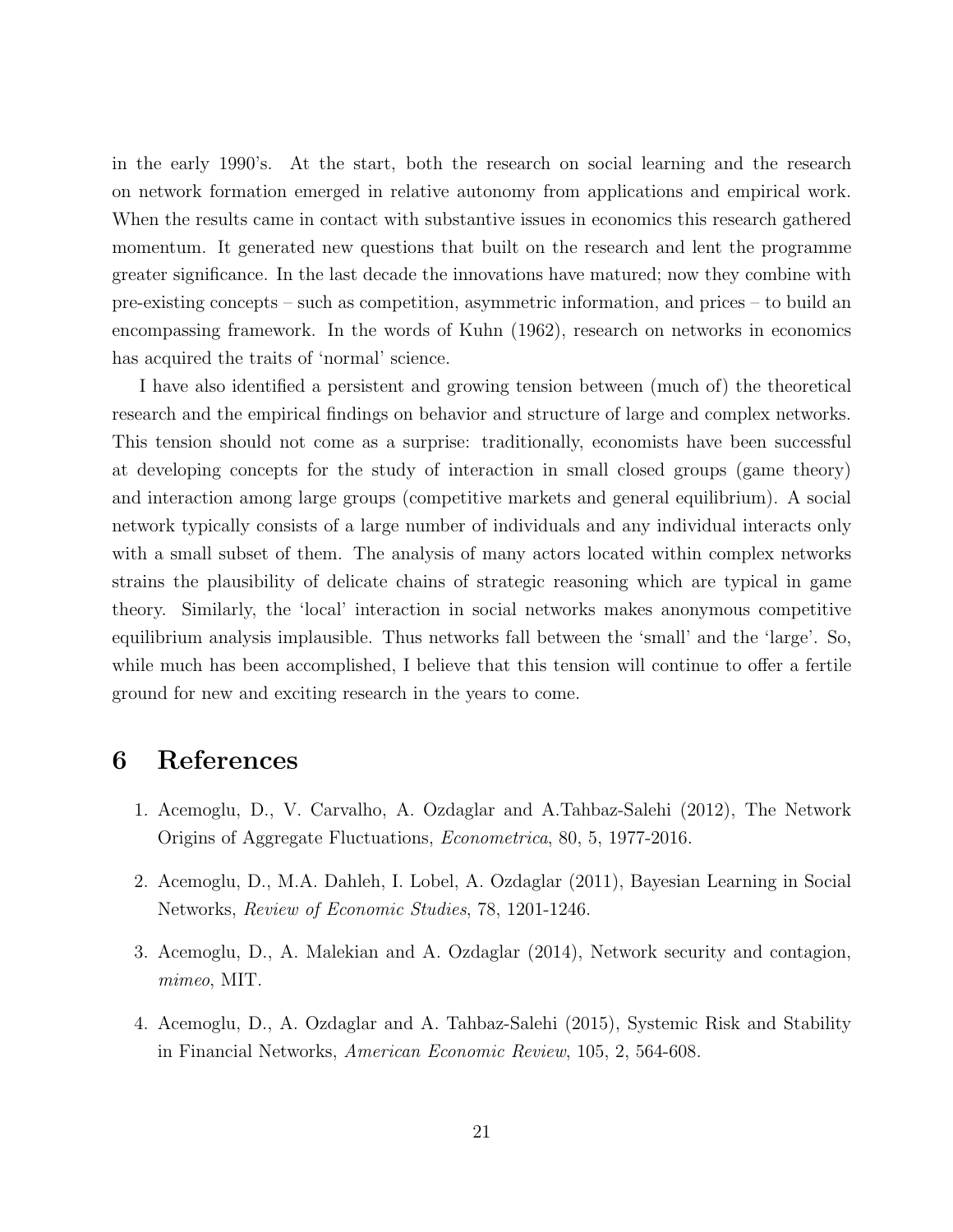in the early 1990's. At the start, both the research on social learning and the research on network formation emerged in relative autonomy from applications and empirical work. When the results came in contact with substantive issues in economics this research gathered momentum. It generated new questions that built on the research and lent the programme greater significance. In the last decade the innovations have matured; now they combine with pre-existing concepts – such as competition, asymmetric information, and prices – to build an encompassing framework. In the words of Kuhn (1962), research on networks in economics has acquired the traits of 'normal' science.

I have also identified a persistent and growing tension between (much of) the theoretical research and the empirical findings on behavior and structure of large and complex networks. This tension should not come as a surprise: traditionally, economists have been successful at developing concepts for the study of interaction in small closed groups (game theory) and interaction among large groups (competitive markets and general equilibrium). A social network typically consists of a large number of individuals and any individual interacts only with a small subset of them. The analysis of many actors located within complex networks strains the plausibility of delicate chains of strategic reasoning which are typical in game theory. Similarly, the 'local' interaction in social networks makes anonymous competitive equilibrium analysis implausible. Thus networks fall between the 'small' and the 'large'. So, while much has been accomplished, I believe that this tension will continue to offer a fertile ground for new and exciting research in the years to come.

# 6 References

1. Acemoglu, D., V. Carvalho, A. Ozdaglar and A.Tahbaz-Salehi (2012), The Network Origins of Aggregate Fluctuations, *Econometrica*, 80, 5, 1977-2016.

2. Acemoglu, D., M.A. Dahleh, I. Lobel, A. Ozdaglar (2011), Bayesian Learning in Social Networks, *Review of Economic Studies*, 78, 1201-1246.

3. Acemoglu, D., A. Malekian and A. Ozdaglar (2014), Network security and contagion, *mimeo*, MIT.

4. Acemoglu, D., A. Ozdaglar and A. Tahbaz-Salehi (2015), Systemic Risk and Stability in Financial Networks, *American Economic Review*, 105, 2, 564-608.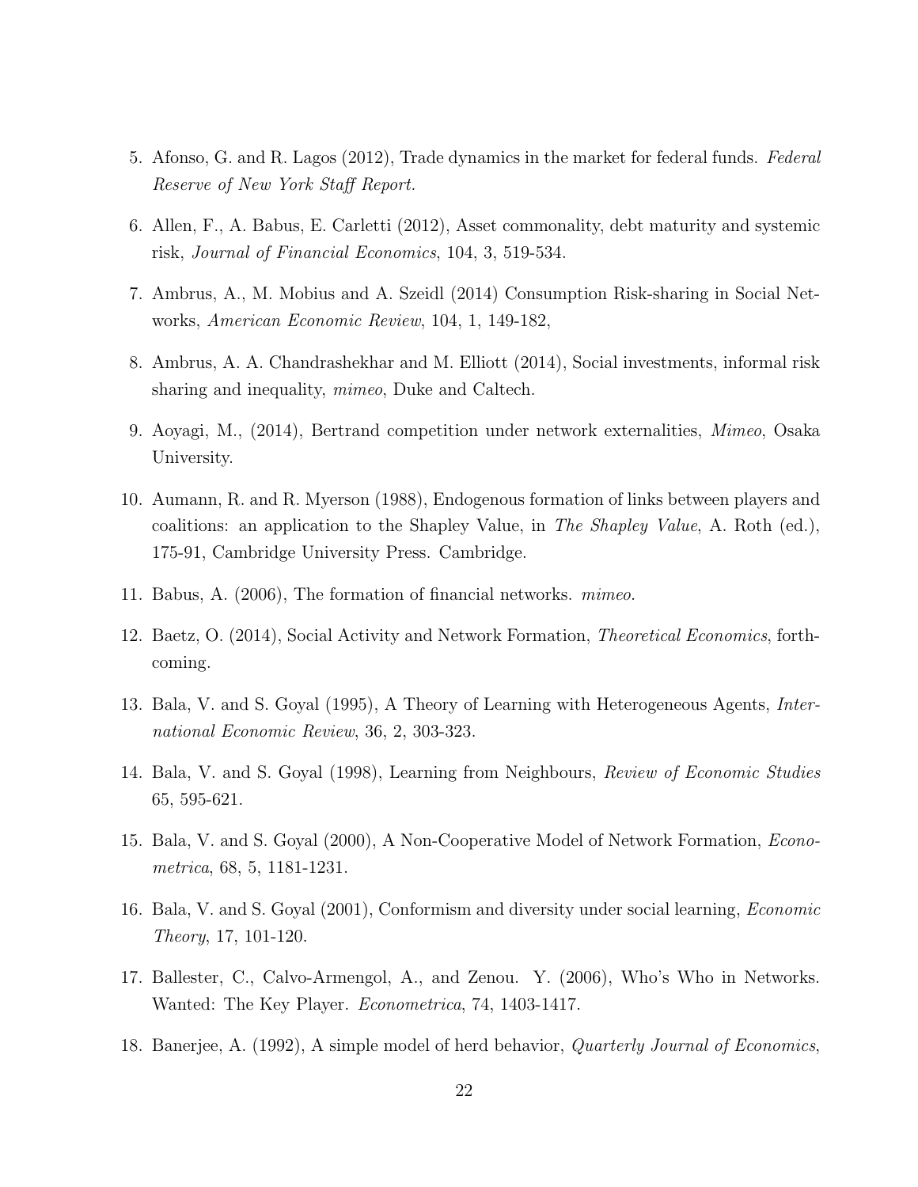5. Afonso, G. and R. Lagos (2012), Trade dynamics in the market for federal funds. *Federal Reserve of New York Staff Report.*

6. Allen, F., A. Babus, E. Carletti (2012), Asset commonality, debt maturity and systemic risk, *Journal of Financial Economics*, 104, 3, 519-534.

7. Ambrus, A., M. Mobius and A. Szeidl (2014) Consumption Risk-sharing in Social Networks, *American Economic Review*, 104, 1, 149-182,

8. Ambrus, A. A. Chandrashekhar and M. Elliott (2014), Social investments, informal risk sharing and inequality, *mimeo*, Duke and Caltech.

9. Aoyagi, M., (2014), Bertrand competition under network externalities, *Mimeo*, Osaka University.

10. Aumann, R. and R. Myerson (1988), Endogenous formation of links between players and coalitions: an application to the Shapley Value, in *The Shapley Value*, A. Roth (ed.), 175-91, Cambridge University Press. Cambridge.

11. Babus, A. (2006), The formation of financial networks. *mimeo*.

12. Baetz, O. (2014), Social Activity and Network Formation, *Theoretical Economics*, forthcoming.

13. Bala, V. and S. Goyal (1995), A Theory of Learning with Heterogeneous Agents, *International Economic Review*, 36, 2, 303-323.

14. Bala, V. and S. Goyal (1998), Learning from Neighbours, *Review of Economic Studies* 65, 595-621.

15. Bala, V. and S. Goyal (2000), A Non-Cooperative Model of Network Formation, *Econometrica*, 68, 5, 1181-1231.

16. Bala, V. and S. Goyal (2001), Conformism and diversity under social learning, *Economic Theory*, 17, 101-120.

17. Ballester, C., Calvo-Armengol, A., and Zenou. Y. (2006), Who's Who in Networks. Wanted: The Key Player. *Econometrica*, 74, 1403-1417.

18. Banerjee, A. (1992), A simple model of herd behavior, *Quarterly Journal of Economics*,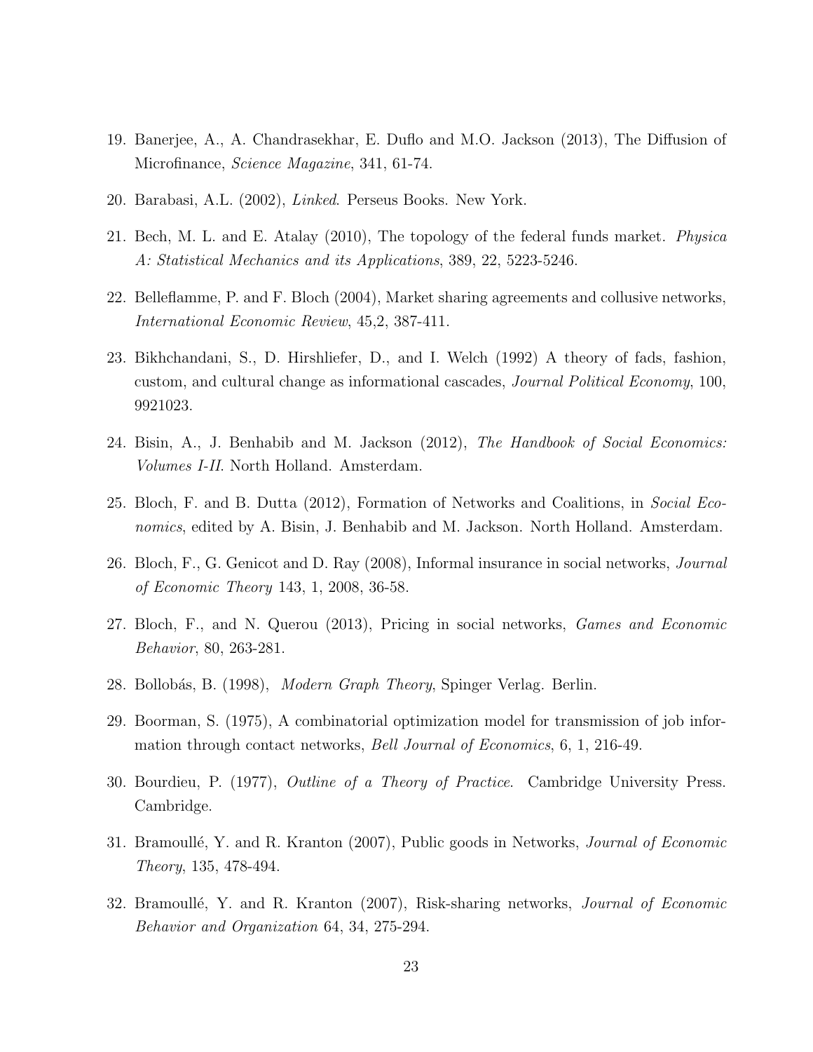19. Banerjee, A., A. Chandrasekhar, E. Duflo and M.O. Jackson (2013), The Diffusion of Microfinance, *Science Magazine*, 341, 61-74.

20. Barabasi, A.L. (2002), *Linked*. Perseus Books. New York.

21. Bech, M. L. and E. Atalay (2010), The topology of the federal funds market. *Physica A: Statistical Mechanics and its Applications*, 389, 22, 5223-5246.

22. Belleflamme, P. and F. Bloch (2004), Market sharing agreements and collusive networks, *International Economic Review*, 45,2, 387-411.

23. Bikhchandani, S., D. Hirshliefer, D., and I. Welch (1992) A theory of fads, fashion, custom, and cultural change as informational cascades, *Journal Political Economy*, 100, 9921023.

24. Bisin, A., J. Benhabib and M. Jackson (2012), *The Handbook of Social Economics: Volumes I-II*. North Holland. Amsterdam.

25. Bloch, F. and B. Dutta (2012), Formation of Networks and Coalitions, in *Social Economics*, edited by A. Bisin, J. Benhabib and M. Jackson. North Holland. Amsterdam.

26. Bloch, F., G. Genicot and D. Ray (2008), Informal insurance in social networks, *Journal of Economic Theory* 143, 1, 2008, 36-58.

27. Bloch, F., and N. Querou (2013), Pricing in social networks, *Games and Economic Behavior*, 80, 263-281.

28. Bollobás, B. (1998), *Modern Graph Theory*, Spinger Verlag. Berlin.

29. Boorman, S. (1975), A combinatorial optimization model for transmission of job information through contact networks, *Bell Journal of Economics*, 6, 1, 216-49.

30. Bourdieu, P. (1977), *Outline of a Theory of Practice*. Cambridge University Press. Cambridge.

31. Bramoullé, Y. and R. Kranton (2007), Public goods in Networks, *Journal of Economic Theory*, 135, 478-494.

32. Bramoullé, Y. and R. Kranton (2007), Risk-sharing networks, *Journal of Economic Behavior and Organization* 64, 34, 275-294.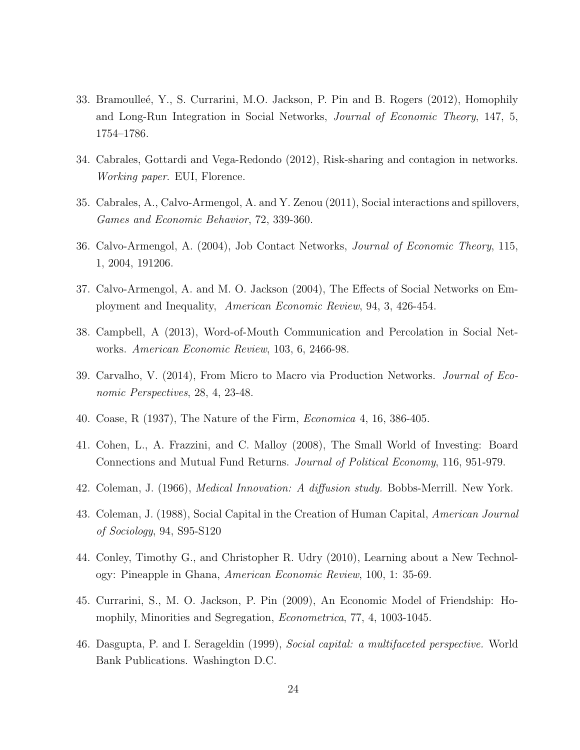33. Bramoulleé, Y., S. Currarini, M.O. Jackson, P. Pin and B. Rogers (2012), Homophily and Long-Run Integration in Social Networks, *Journal of Economic Theory*, 147, 5, 1754–1786.

34. Cabrales, Gottardi and Vega-Redondo (2012), Risk-sharing and contagion in networks. *Working paper.* EUI, Florence.

35. Cabrales, A., Calvo-Armengol, A. and Y. Zenou (2011), Social interactions and spillovers, *Games and Economic Behavior*, 72, 339-360.

36. Calvo-Armengol, A. (2004), Job Contact Networks, *Journal of Economic Theory*, 115, 1, 2004, 191206.

37. Calvo-Armengol, A. and M. O. Jackson (2004), The Effects of Social Networks on Employment and Inequality, *American Economic Review*, 94, 3, 426-454.

38. Campbell, A (2013), Word-of-Mouth Communication and Percolation in Social Networks. *American Economic Review*, 103, 6, 2466-98.

39. Carvalho, V. (2014), From Micro to Macro via Production Networks. *Journal of Economic Perspectives*, 28, 4, 23-48.

40. Coase, R (1937), The Nature of the Firm, *Economica* 4, 16, 386-405.

41. Cohen, L., A. Frazzini, and C. Malloy (2008), The Small World of Investing: Board Connections and Mutual Fund Returns. *Journal of Political Economy*, 116, 951-979.

42. Coleman, J. (1966), *Medical Innovation: A diffusion study.* Bobbs-Merrill. New York.

43. Coleman, J. (1988), Social Capital in the Creation of Human Capital, *American Journal of Sociology*, 94, S95-S120

44. Conley, Timothy G., and Christopher R. Udry (2010), Learning about a New Technology: Pineapple in Ghana, *American Economic Review*, 100, 1: 35-69.

45. Currarini, S., M. O. Jackson, P. Pin (2009), An Economic Model of Friendship: Homophily, Minorities and Segregation, *Econometrica*, 77, 4, 1003-1045.

46. Dasgupta, P. and I. Serageldin (1999), *Social capital: a multifaceted perspective.* World Bank Publications. Washington D.C.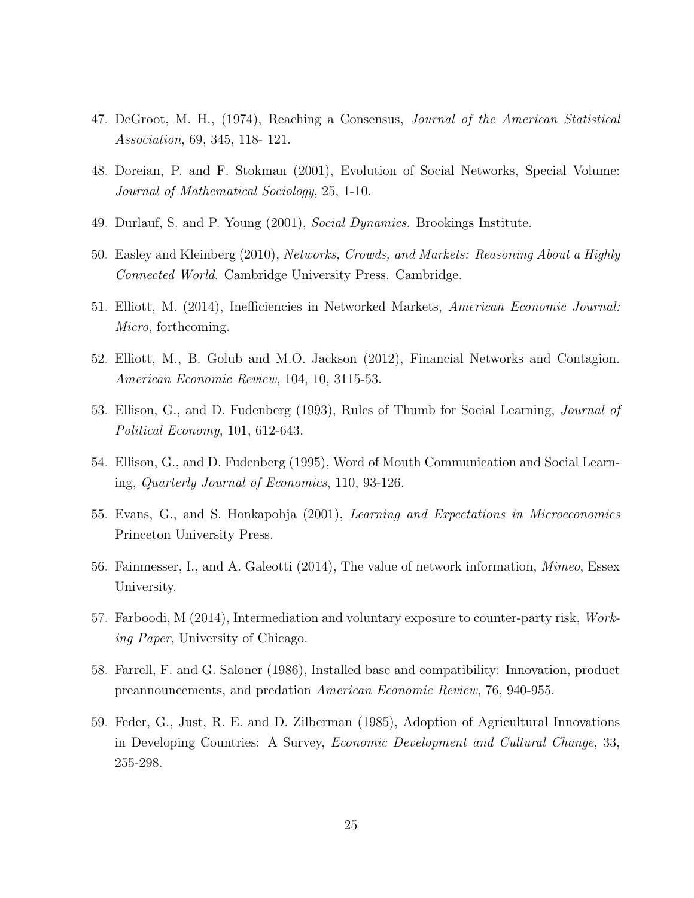47. DeGroot, M. H., (1974), Reaching a Consensus, *Journal of the American Statistical Association*, 69, 345, 118- 121.

48. Doreian, P. and F. Stokman (2001), Evolution of Social Networks, Special Volume: *Journal of Mathematical Sociology*, 25, 1-10.

49. Durlauf, S. and P. Young (2001), *Social Dynamics*. Brookings Institute.

50. Easley and Kleinberg (2010), *Networks, Crowds, and Markets: Reasoning About a Highly Connected World*. Cambridge University Press. Cambridge.

51. Elliott, M. (2014), Inefficiencies in Networked Markets, *American Economic Journal: Micro*, forthcoming.

52. Elliott, M., B. Golub and M.O. Jackson (2012), Financial Networks and Contagion. *American Economic Review*, 104, 10, 3115-53.

53. Ellison, G., and D. Fudenberg (1993), Rules of Thumb for Social Learning, *Journal of Political Economy*, 101, 612-643.

54. Ellison, G., and D. Fudenberg (1995), Word of Mouth Communication and Social Learning, *Quarterly Journal of Economics*, 110, 93-126.

55. Evans, G., and S. Honkapohja (2001), *Learning and Expectations in Microeconomics* Princeton University Press.

56. Fainmesser, I., and A. Galeotti (2014), The value of network information, *Mimeo*, Essex University.

57. Farboodi, M (2014), Intermediation and voluntary exposure to counter-party risk, *Working Paper*, University of Chicago.

58. Farrell, F. and G. Saloner (1986), Installed base and compatibility: Innovation, product preannouncements, and predation *American Economic Review*, 76, 940-955.

59. Feder, G., Just, R. E. and D. Zilberman (1985), Adoption of Agricultural Innovations in Developing Countries: A Survey, *Economic Development and Cultural Change*, 33, 255-298.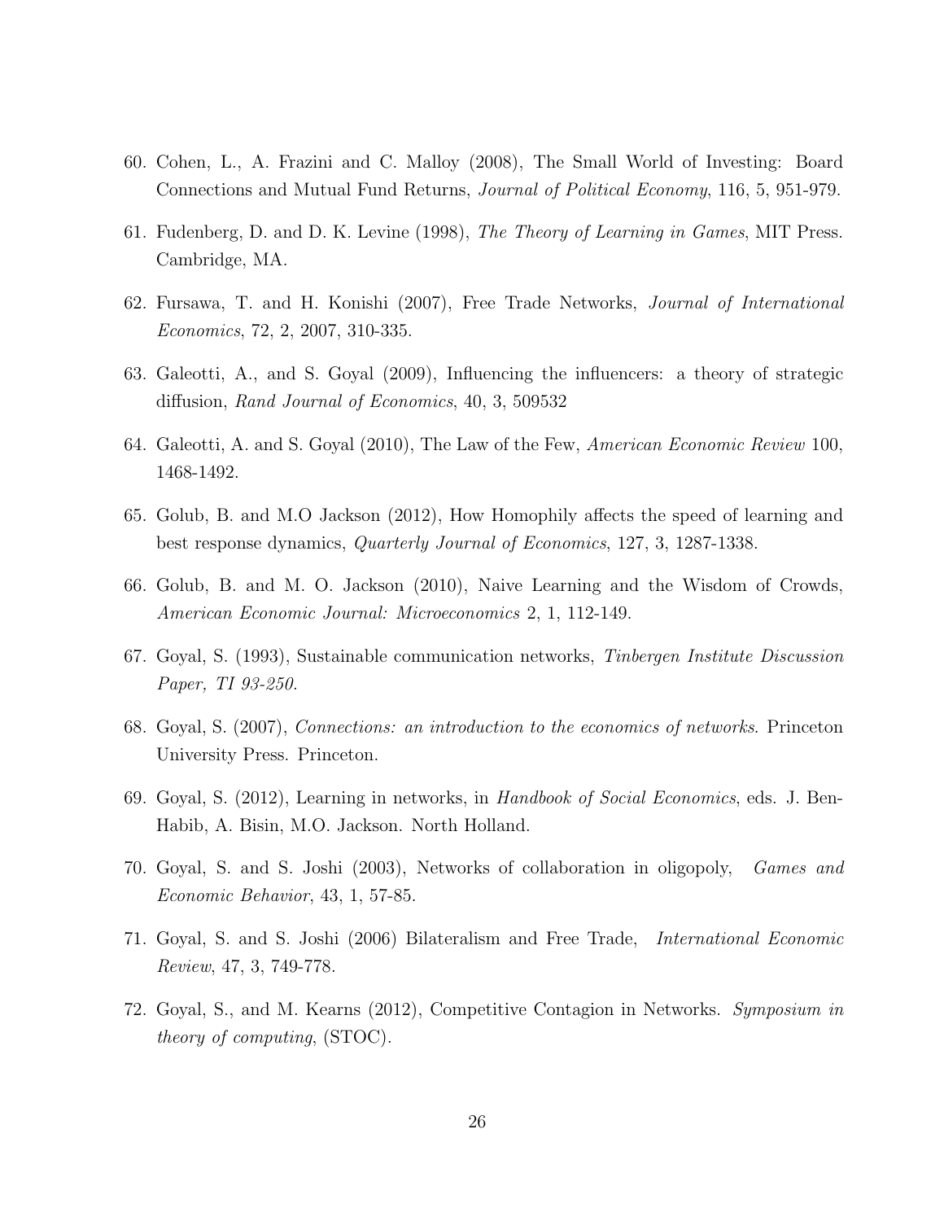60. Cohen, L., A. Frazini and C. Malloy (2008), The Small World of Investing: Board Connections and Mutual Fund Returns, *Journal of Political Economy*, 116, 5, 951-979.

61. Fudenberg, D. and D. K. Levine (1998), *The Theory of Learning in Games*, MIT Press. Cambridge, MA.

62. Fursawa, T. and H. Konishi (2007), Free Trade Networks, *Journal of International Economics*, 72, 2, 2007, 310-335.

63. Galeotti, A., and S. Goyal (2009), Influencing the influencers: a theory of strategic diffusion, *Rand Journal of Economics*, 40, 3, 509532

64. Galeotti, A. and S. Goyal (2010), The Law of the Few, *American Economic Review* 100, 1468-1492.

65. Golub, B. and M.O Jackson (2012), How Homophily affects the speed of learning and best response dynamics, *Quarterly Journal of Economics*, 127, 3, 1287-1338.

66. Golub, B. and M. O. Jackson (2010), Naive Learning and the Wisdom of Crowds, *American Economic Journal: Microeconomics* 2, 1, 112-149.

67. Goyal, S. (1993), Sustainable communication networks, *Tinbergen Institute Discussion Paper, TI 93-250.*

68. Goyal, S. (2007), *Connections: an introduction to the economics of networks*. Princeton University Press. Princeton.

69. Goyal, S. (2012), Learning in networks, in *Handbook of Social Economics*, eds. J. Ben-Habib, A. Bisin, M.O. Jackson. North Holland.

70. Goyal, S. and S. Joshi (2003), Networks of collaboration in oligopoly, *Games and Economic Behavior*, 43, 1, 57-85.

71. Goyal, S. and S. Joshi (2006) Bilateralism and Free Trade, *International Economic Review*, 47, 3, 749-778.

72. Goyal, S., and M. Kearns (2012), Competitive Contagion in Networks. *Symposium in theory of computing*, (STOC).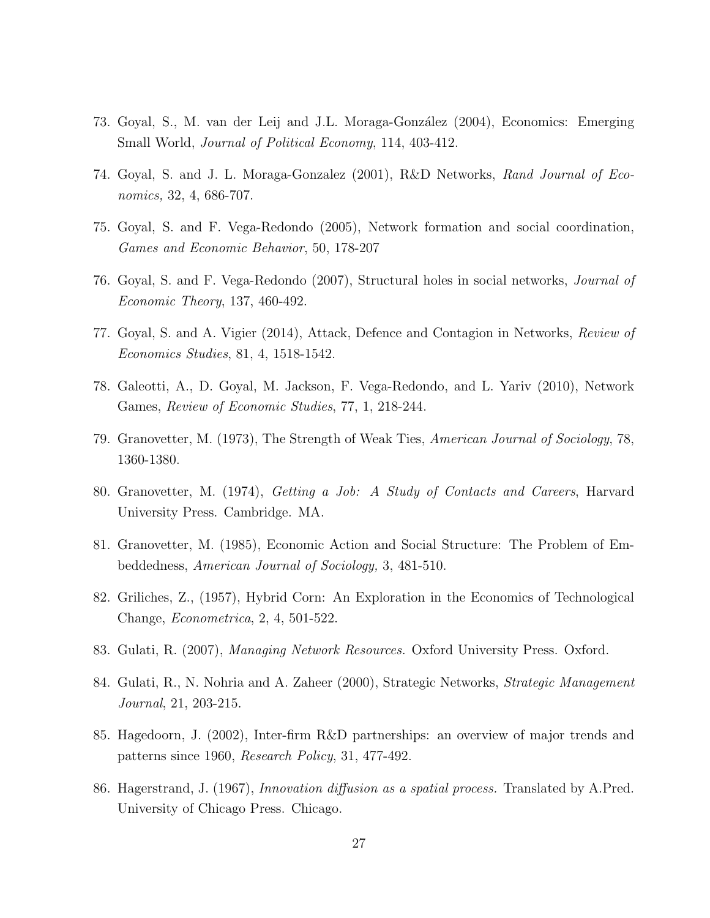73. Goyal, S., M. van der Leij and J.L. Moraga-González (2004), Economics: Emerging Small World, *Journal of Political Economy*, 114, 403-412.

74. Goyal, S. and J. L. Moraga-Gonzalez (2001), R&D Networks, *Rand Journal of Economics,* 32, 4, 686-707.

75. Goyal, S. and F. Vega-Redondo (2005), Network formation and social coordination, *Games and Economic Behavior*, 50, 178-207

76. Goyal, S. and F. Vega-Redondo (2007), Structural holes in social networks, *Journal of Economic Theory*, 137, 460-492.

77. Goyal, S. and A. Vigier (2014), Attack, Defence and Contagion in Networks, *Review of Economics Studies*, 81, 4, 1518-1542.

78. Galeotti, A., D. Goyal, M. Jackson, F. Vega-Redondo, and L. Yariv (2010), Network Games, *Review of Economic Studies*, 77, 1, 218-244.

79. Granovetter, M. (1973), The Strength of Weak Ties, *American Journal of Sociology*, 78, 1360-1380.

80. Granovetter, M. (1974), *Getting a Job: A Study of Contacts and Careers*, Harvard University Press. Cambridge. MA.

81. Granovetter, M. (1985), Economic Action and Social Structure: The Problem of Embeddedness, *American Journal of Sociology,* 3, 481-510.

82. Griliches, Z., (1957), Hybrid Corn: An Exploration in the Economics of Technological Change, *Econometrica*, 2, 4, 501-522.

83. Gulati, R. (2007), *Managing Network Resources.* Oxford University Press. Oxford.

84. Gulati, R., N. Nohria and A. Zaheer (2000), Strategic Networks, *Strategic Management Journal*, 21, 203-215.

85. Hagedoorn, J. (2002), Inter-firm R&D partnerships: an overview of major trends and patterns since 1960, *Research Policy*, 31, 477-492.

86. Hagerstrand, J. (1967), *Innovation diffusion as a spatial process.* Translated by A.Pred. University of Chicago Press. Chicago.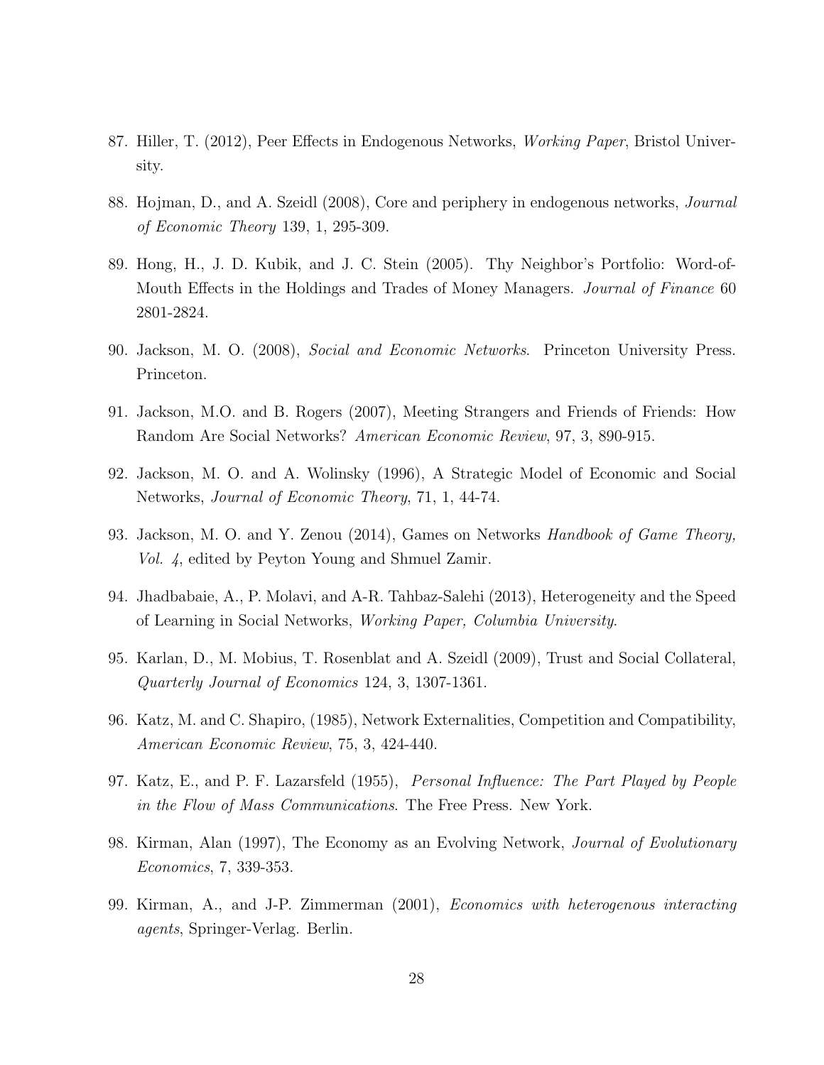87. Hiller, T. (2012), Peer Effects in Endogenous Networks, *Working Paper*, Bristol University.

88. Hojman, D., and A. Szeidl (2008), Core and periphery in endogenous networks, *Journal of Economic Theory* 139, 1, 295-309.

89. Hong, H., J. D. Kubik, and J. C. Stein (2005). Thy Neighbor's Portfolio: Word-of-Mouth Effects in the Holdings and Trades of Money Managers. *Journal of Finance* 60 2801-2824.

90. Jackson, M. O. (2008), *Social and Economic Networks*. Princeton University Press. Princeton.

91. Jackson, M.O. and B. Rogers (2007), Meeting Strangers and Friends of Friends: How Random Are Social Networks? *American Economic Review*, 97, 3, 890-915.

92. Jackson, M. O. and A. Wolinsky (1996), A Strategic Model of Economic and Social Networks, *Journal of Economic Theory*, 71, 1, 44-74.

93. Jackson, M. O. and Y. Zenou (2014), Games on Networks *Handbook of Game Theory, Vol. 4*, edited by Peyton Young and Shmuel Zamir.

94. Jhadbabaie, A., P. Molavi, and A-R. Tahbaz-Salehi (2013), Heterogeneity and the Speed of Learning in Social Networks, *Working Paper, Columbia University*.

95. Karlan, D., M. Mobius, T. Rosenblat and A. Szeidl (2009), Trust and Social Collateral, *Quarterly Journal of Economics* 124, 3, 1307-1361.

96. Katz, M. and C. Shapiro, (1985), Network Externalities, Competition and Compatibility, *American Economic Review*, 75, 3, 424-440.

97. Katz, E., and P. F. Lazarsfeld (1955), *Personal Influence: The Part Played by People in the Flow of Mass Communications*. The Free Press. New York.

98. Kirman, Alan (1997), The Economy as an Evolving Network, *Journal of Evolutionary Economics*, 7, 339-353.

99. Kirman, A., and J-P. Zimmerman (2001), *Economics with heterogenous interacting agents*, Springer-Verlag. Berlin.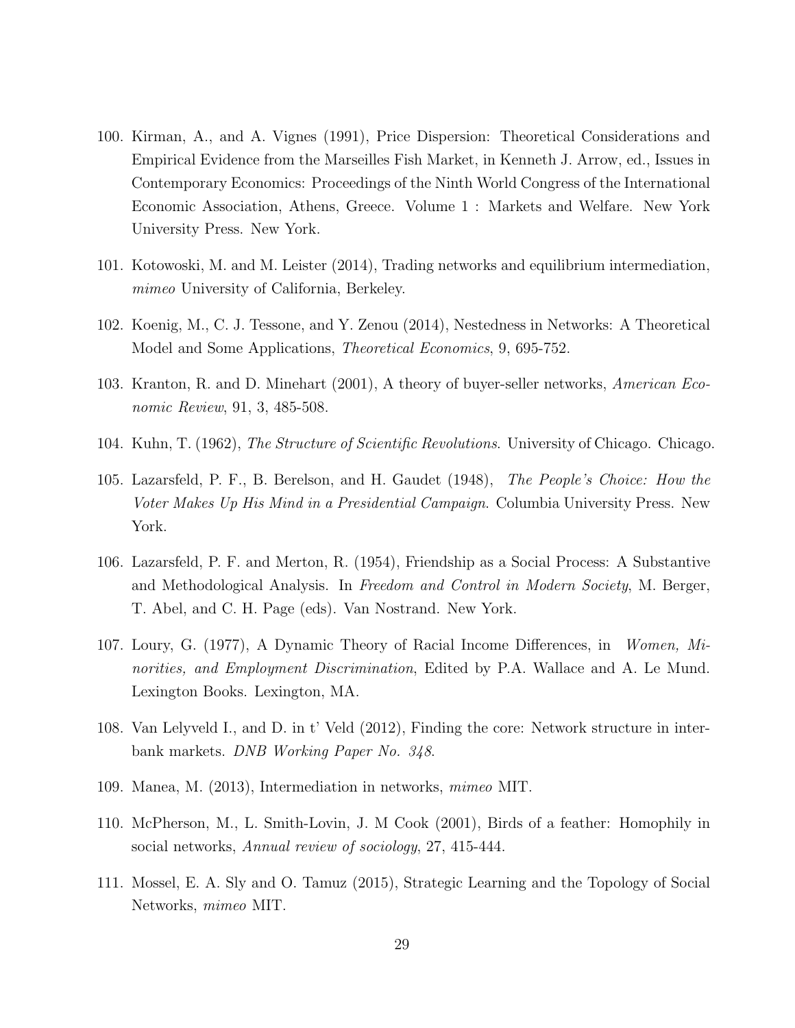100. Kirman, A., and A. Vignes (1991), Price Dispersion: Theoretical Considerations and Empirical Evidence from the Marseilles Fish Market, in Kenneth J. Arrow, ed., Issues in Contemporary Economics: Proceedings of the Ninth World Congress of the International Economic Association, Athens, Greece. Volume 1 : Markets and Welfare. New York University Press. New York.

101. Kotowoski, M. and M. Leister (2014), Trading networks and equilibrium intermediation, *mimeo* University of California, Berkeley.

102. Koenig, M., C. J. Tessone, and Y. Zenou (2014), Nestedness in Networks: A Theoretical Model and Some Applications, *Theoretical Economics*, 9, 695-752.

103. Kranton, R. and D. Minehart (2001), A theory of buyer-seller networks, *American Economic Review*, 91, 3, 485-508.

104. Kuhn, T. (1962), *The Structure of Scientific Revolutions*. University of Chicago. Chicago.

105. Lazarsfeld, P. F., B. Berelson, and H. Gaudet (1948), *The People's Choice: How the Voter Makes Up His Mind in a Presidential Campaign*. Columbia University Press. New York.

106. Lazarsfeld, P. F. and Merton, R. (1954), Friendship as a Social Process: A Substantive and Methodological Analysis. In *Freedom and Control in Modern Society*, M. Berger, T. Abel, and C. H. Page (eds). Van Nostrand. New York.

107. Loury, G. (1977), A Dynamic Theory of Racial Income Differences, in *Women, Minorities, and Employment Discrimination*, Edited by P.A. Wallace and A. Le Mund. Lexington Books. Lexington, MA.

108. Van Lelyveld I., and D. in t' Veld (2012), Finding the core: Network structure in interbank markets. *DNB Working Paper No. 348*.

109. Manea, M. (2013), Intermediation in networks, *mimeo* MIT.

110. McPherson, M., L. Smith-Lovin, J. M Cook (2001), Birds of a feather: Homophily in social networks, *Annual review of sociology*, 27, 415-444.

111. Mossel, E. A. Sly and O. Tamuz (2015), Strategic Learning and the Topology of Social Networks, *mimeo* MIT.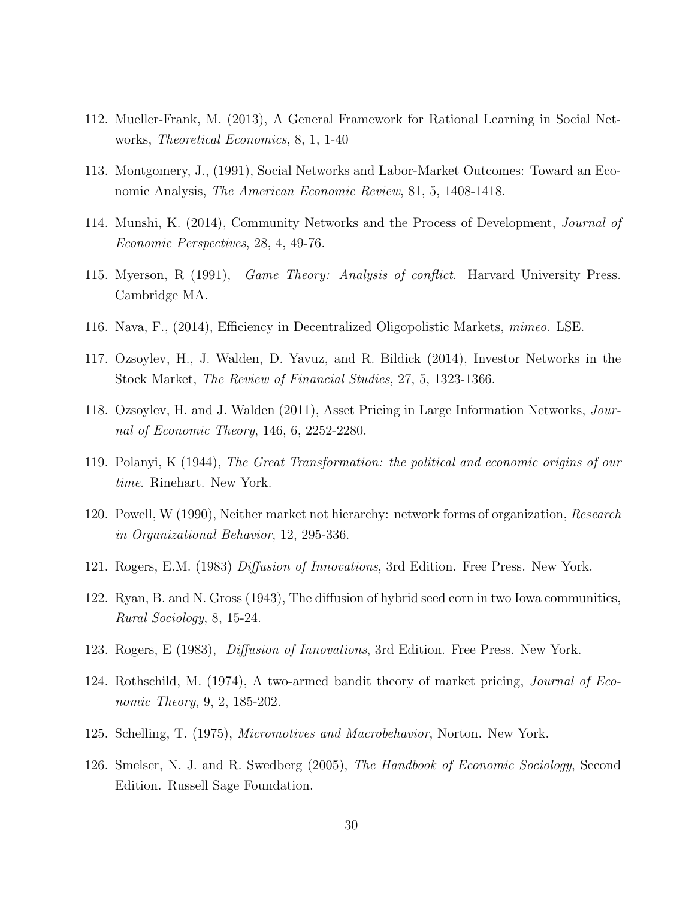112. Mueller-Frank, M. (2013), A General Framework for Rational Learning in Social Networks, *Theoretical Economics*, 8, 1, 1-40

113. Montgomery, J., (1991), Social Networks and Labor-Market Outcomes: Toward an Economic Analysis, *The American Economic Review*, 81, 5, 1408-1418.

114. Munshi, K. (2014), Community Networks and the Process of Development, *Journal of Economic Perspectives*, 28, 4, 49-76.

115. Myerson, R (1991), *Game Theory: Analysis of conflict*. Harvard University Press. Cambridge MA.

116. Nava, F., (2014), Efficiency in Decentralized Oligopolistic Markets, *mimeo*. LSE.

117. Ozsoylev, H., J. Walden, D. Yavuz, and R. Bildick (2014), Investor Networks in the Stock Market, *The Review of Financial Studies*, 27, 5, 1323-1366.

118. Ozsoylev, H. and J. Walden (2011), Asset Pricing in Large Information Networks, *Journal of Economic Theory*, 146, 6, 2252-2280.

119. Polanyi, K (1944), *The Great Transformation: the political and economic origins of our time*. Rinehart. New York.

120. Powell, W (1990), Neither market not hierarchy: network forms of organization, *Research in Organizational Behavior*, 12, 295-336.

121. Rogers, E.M. (1983) *Diffusion of Innovations*, 3rd Edition. Free Press. New York.

122. Ryan, B. and N. Gross (1943), The diffusion of hybrid seed corn in two Iowa communities, *Rural Sociology*, 8, 15-24.

123. Rogers, E (1983), *Diffusion of Innovations*, 3rd Edition. Free Press. New York.

124. Rothschild, M. (1974), A two-armed bandit theory of market pricing, *Journal of Economic Theory*, 9, 2, 185-202.

125. Schelling, T. (1975), *Micromotives and Macrobehavior*, Norton. New York.

126. Smelser, N. J. and R. Swedberg (2005), *The Handbook of Economic Sociology*, Second Edition. Russell Sage Foundation.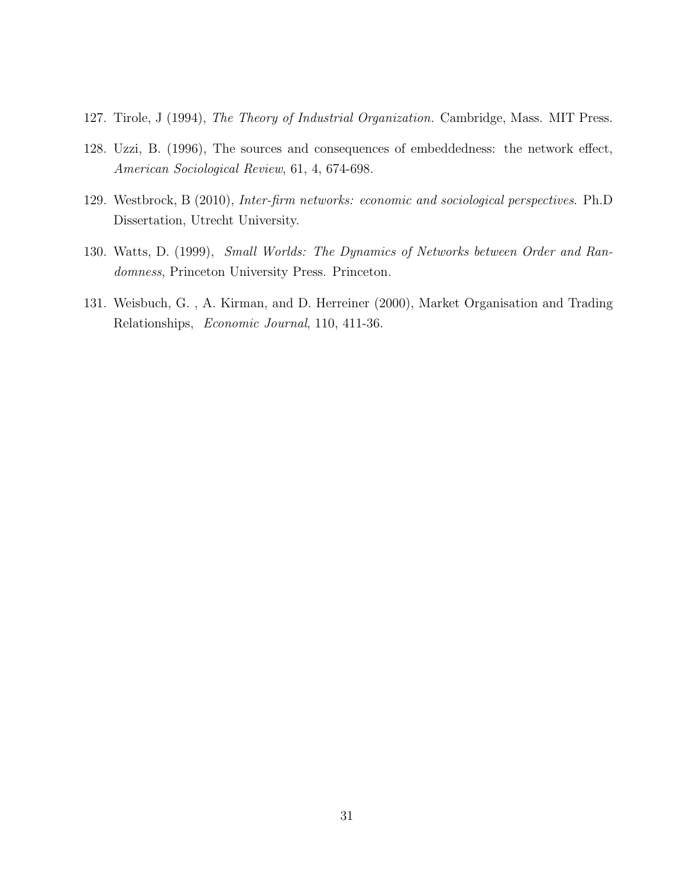127. Tirole, J (1994), *The Theory of Industrial Organization.* Cambridge, Mass. MIT Press.

128. Uzzi, B. (1996), The sources and consequences of embeddedness: the network effect, *American Sociological Review*, 61, 4, 674-698.

129. Westbrock, B (2010), *Inter-firm networks: economic and sociological perspectives*. Ph.D Dissertation, Utrecht University.

130. Watts, D. (1999), *Small Worlds: The Dynamics of Networks between Order and Randomness*, Princeton University Press. Princeton.

131. Weisbuch, G. , A. Kirman, and D. Herreiner (2000), Market Organisation and Trading Relationships, *Economic Journal*, 110, 411-36.